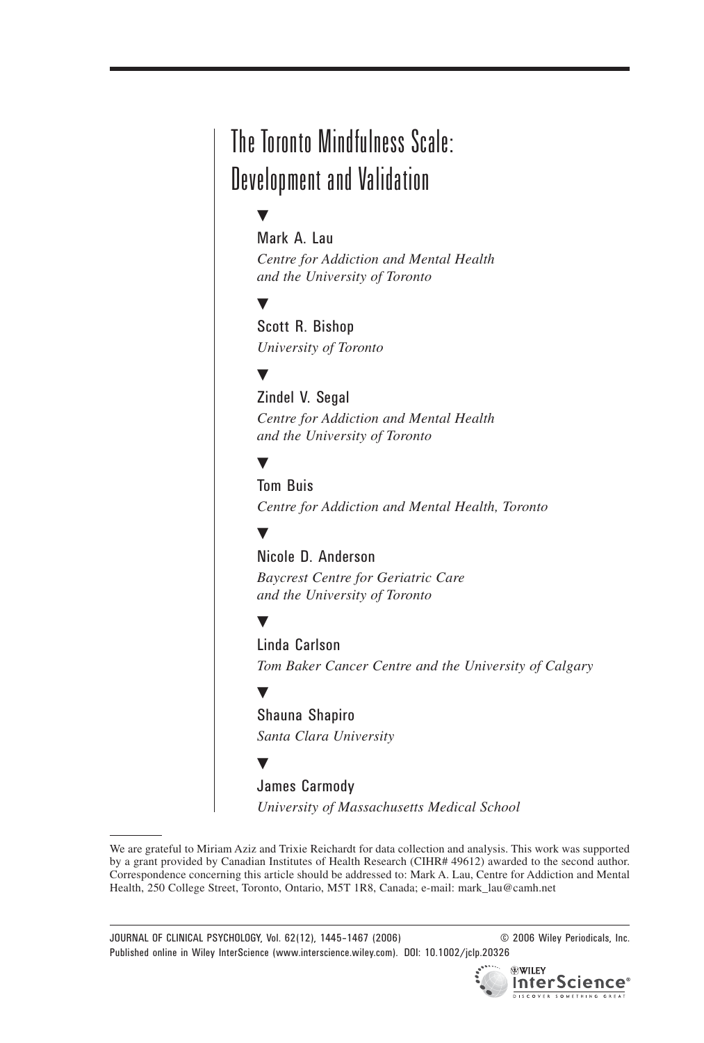# The Toronto Mindfulness Scale: Development and Validation

Mark A. Lau
*Centre for Addiction and Mental Health and the University of Toronto*

Scott R. Bishop
*University of Toronto*

Zindel V. Segal
*Centre for Addiction and Mental Health and the University of Toronto*

Tom Buis
*Centre for Addiction and Mental Health, Toronto*

Nicole D. Anderson
*Baycrest Centre for Geriatric Care and the University of Toronto*

Linda Carlson
*Tom Baker Cancer Centre and the University of Calgary*

Shauna Shapiro
*Santa Clara University*

James Carmody
*University of Massachusetts Medical School*

---

We are grateful to Miriam Aziz and Trixie Reichardt for data collection and analysis. This work was supported by a grant provided by Canadian Institutes of Health Research (CIHR# 49612) awarded to the second author. Correspondence concerning this article should be addressed to: Mark A. Lau, Centre for Addiction and Mental Health, 250 College Street, Toronto, Ontario, M5T 1R8, Canada; e-mail: mark_lau@camh.net

JOURNAL OF CLINICAL PSYCHOLOGY, Vol. 62(12), 1445–1467 (2006) © 2006 Wiley Periodicals, Inc.
Published online in Wiley InterScience (www.interscience.wiley.com). DOI: 10.1002/jclp.20326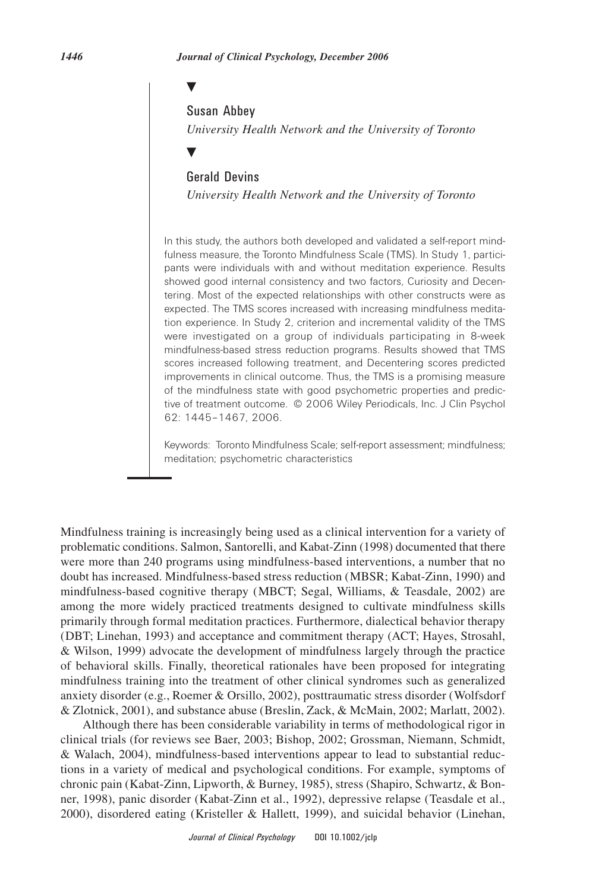Susan Abbey

*University Health Network and the University of Toronto*

Gerald Devins

*University Health Network and the University of Toronto*

In this study, the authors both developed and validated a self-report mindfulness measure, the Toronto Mindfulness Scale (TMS). In Study 1, participants were individuals with and without meditation experience. Results showed good internal consistency and two factors, Curiosity and Decentering. Most of the expected relationships with other constructs were as expected. The TMS scores increased with increasing mindfulness meditation experience. In Study 2, criterion and incremental validity of the TMS were investigated on a group of individuals participating in 8-week mindfulness-based stress reduction programs. Results showed that TMS scores increased following treatment, and Decentering scores predicted improvements in clinical outcome. Thus, the TMS is a promising measure of the mindfulness state with good psychometric properties and predictive of treatment outcome. © 2006 Wiley Periodicals, Inc. J Clin Psychol 62: 1445–1467, 2006.

Keywords: Toronto Mindfulness Scale; self-report assessment; mindfulness; meditation; psychometric characteristics

Mindfulness training is increasingly being used as a clinical intervention for a variety of problematic conditions. Salmon, Santorelli, and Kabat-Zinn (1998) documented that there were more than 240 programs using mindfulness-based interventions, a number that no doubt has increased. Mindfulness-based stress reduction (MBSR; Kabat-Zinn, 1990) and mindfulness-based cognitive therapy (MBCT; Segal, Williams, & Teasdale, 2002) are among the more widely practiced treatments designed to cultivate mindfulness skills primarily through formal meditation practices. Furthermore, dialectical behavior therapy (DBT; Linehan, 1993) and acceptance and commitment therapy (ACT; Hayes, Strosahl, & Wilson, 1999) advocate the development of mindfulness largely through the practice of behavioral skills. Finally, theoretical rationales have been proposed for integrating mindfulness training into the treatment of other clinical syndromes such as generalized anxiety disorder (e.g., Roemer & Orsillo, 2002), posttraumatic stress disorder (Wolfsdorf & Zlotnick, 2001), and substance abuse (Breslin, Zack, & McMain, 2002; Marlatt, 2002).

Although there has been considerable variability in terms of methodological rigor in clinical trials (for reviews see Baer, 2003; Bishop, 2002; Grossman, Niemann, Schmidt, & Walach, 2004), mindfulness-based interventions appear to lead to substantial reductions in a variety of medical and psychological conditions. For example, symptoms of chronic pain (Kabat-Zinn, Lipworth, & Burney, 1985), stress (Shapiro, Schwartz, & Bonner, 1998), panic disorder (Kabat-Zinn et al., 1992), depressive relapse (Teasdale et al., 2000), disordered eating (Kristeller & Hallett, 1999), and suicidal behavior (Linehan,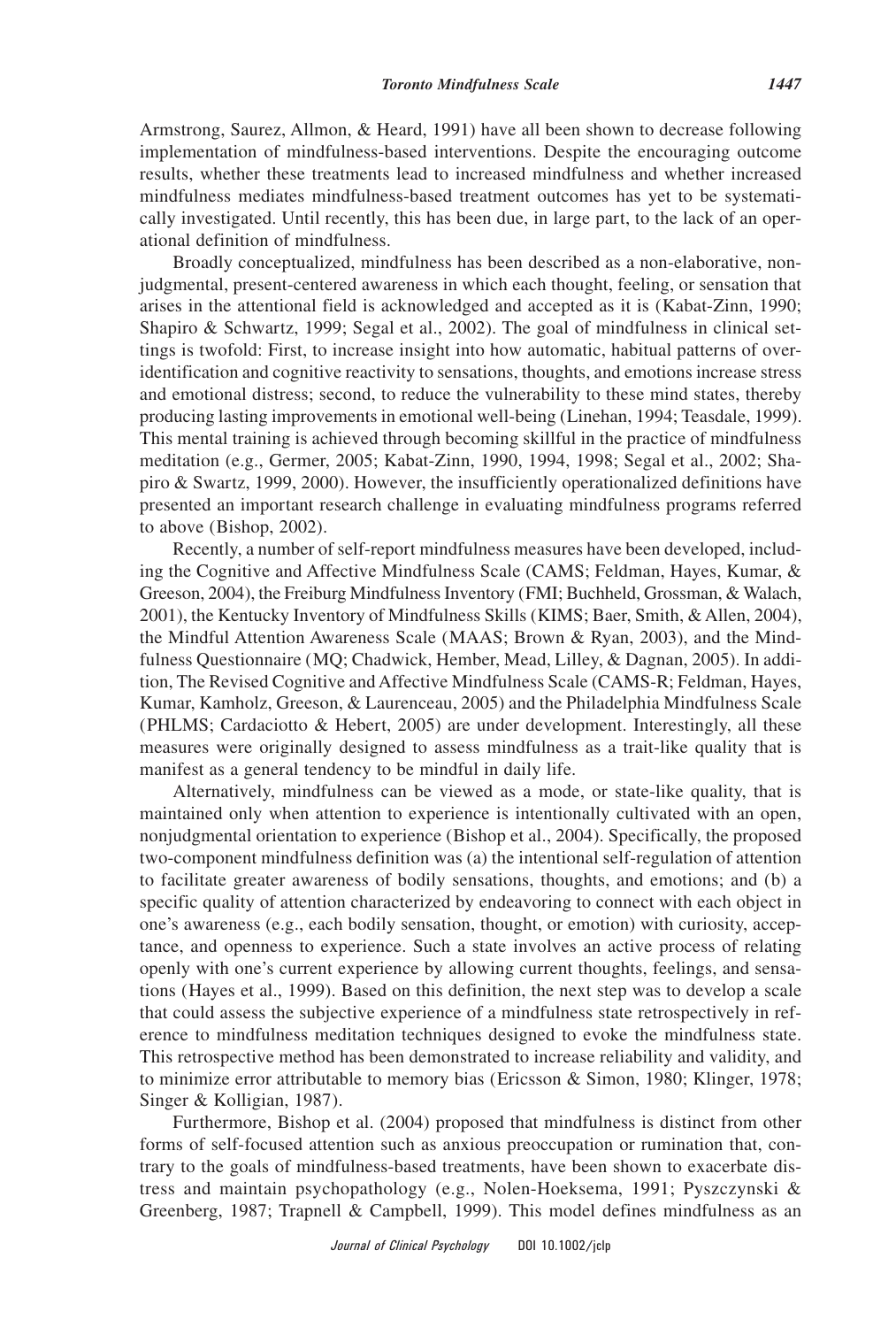Armstrong, Saurez, Allmon, & Heard, 1991) have all been shown to decrease following implementation of mindfulness-based interventions. Despite the encouraging outcome results, whether these treatments lead to increased mindfulness and whether increased mindfulness mediates mindfulness-based treatment outcomes has yet to be systematically investigated. Until recently, this has been due, in large part, to the lack of an operational definition of mindfulness.

Broadly conceptualized, mindfulness has been described as a non-elaborative, nonjudgmental, present-centered awareness in which each thought, feeling, or sensation that arises in the attentional field is acknowledged and accepted as it is (Kabat-Zinn, 1990; Shapiro & Schwartz, 1999; Segal et al., 2002). The goal of mindfulness in clinical settings is twofold: First, to increase insight into how automatic, habitual patterns of overidentification and cognitive reactivity to sensations, thoughts, and emotions increase stress and emotional distress; second, to reduce the vulnerability to these mind states, thereby producing lasting improvements in emotional well-being (Linehan, 1994; Teasdale, 1999). This mental training is achieved through becoming skillful in the practice of mindfulness meditation (e.g., Germer, 2005; Kabat-Zinn, 1990, 1994, 1998; Segal et al., 2002; Shapiro & Swartz, 1999, 2000). However, the insufficiently operationalized definitions have presented an important research challenge in evaluating mindfulness programs referred to above (Bishop, 2002).

Recently, a number of self-report mindfulness measures have been developed, including the Cognitive and Affective Mindfulness Scale (CAMS; Feldman, Hayes, Kumar, & Greeson, 2004), the Freiburg Mindfulness Inventory (FMI; Buchheld, Grossman, & Walach, 2001), the Kentucky Inventory of Mindfulness Skills (KIMS; Baer, Smith, & Allen, 2004), the Mindful Attention Awareness Scale (MAAS; Brown & Ryan, 2003), and the Mindfulness Questionnaire (MQ; Chadwick, Hember, Mead, Lilley, & Dagnan, 2005). In addition, The Revised Cognitive and Affective Mindfulness Scale (CAMS-R; Feldman, Hayes, Kumar, Kamholz, Greeson, & Laurenceau, 2005) and the Philadelphia Mindfulness Scale (PHLMS; Cardaciotto & Hebert, 2005) are under development. Interestingly, all these measures were originally designed to assess mindfulness as a trait-like quality that is manifest as a general tendency to be mindful in daily life.

Alternatively, mindfulness can be viewed as a mode, or state-like quality, that is maintained only when attention to experience is intentionally cultivated with an open, nonjudgmental orientation to experience (Bishop et al., 2004). Specifically, the proposed two-component mindfulness definition was (a) the intentional self-regulation of attention to facilitate greater awareness of bodily sensations, thoughts, and emotions; and (b) a specific quality of attention characterized by endeavoring to connect with each object in one's awareness (e.g., each bodily sensation, thought, or emotion) with curiosity, acceptance, and openness to experience. Such a state involves an active process of relating openly with one's current experience by allowing current thoughts, feelings, and sensations (Hayes et al., 1999). Based on this definition, the next step was to develop a scale that could assess the subjective experience of a mindfulness state retrospectively in reference to mindfulness meditation techniques designed to evoke the mindfulness state. This retrospective method has been demonstrated to increase reliability and validity, and to minimize error attributable to memory bias (Ericsson & Simon, 1980; Klinger, 1978; Singer & Kolligian, 1987).

Furthermore, Bishop et al. (2004) proposed that mindfulness is distinct from other forms of self-focused attention such as anxious preoccupation or rumination that, contrary to the goals of mindfulness-based treatments, have been shown to exacerbate distress and maintain psychopathology (e.g., Nolen-Hoeksema, 1991; Pyszczynski & Greenberg, 1987; Trapnell & Campbell, 1999). This model defines mindfulness as an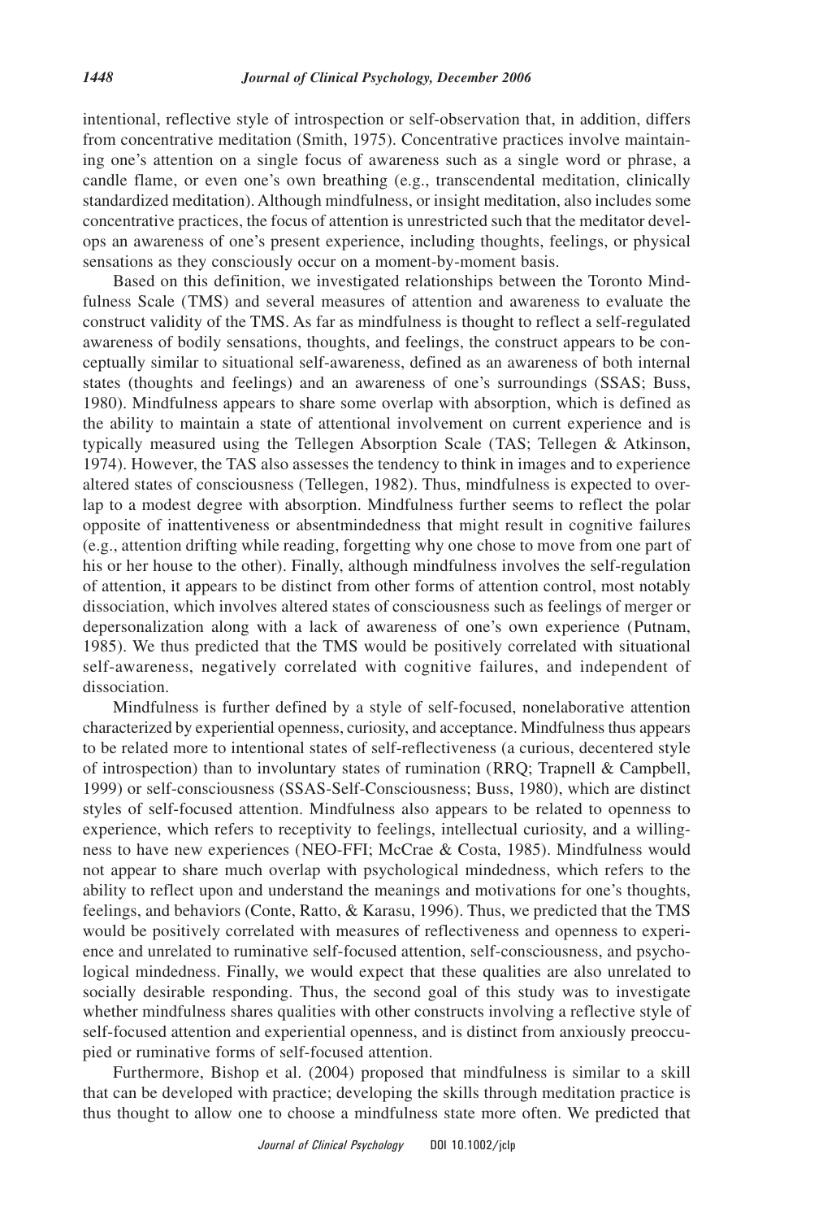intentional, reflective style of introspection or self-observation that, in addition, differs from concentrative meditation (Smith, 1975). Concentrative practices involve maintaining one's attention on a single focus of awareness such as a single word or phrase, a candle flame, or even one's own breathing (e.g., transcendental meditation, clinically standardized meditation). Although mindfulness, or insight meditation, also includes some concentrative practices, the focus of attention is unrestricted such that the meditator develops an awareness of one's present experience, including thoughts, feelings, or physical sensations as they consciously occur on a moment-by-moment basis.

Based on this definition, we investigated relationships between the Toronto Mindfulness Scale (TMS) and several measures of attention and awareness to evaluate the construct validity of the TMS. As far as mindfulness is thought to reflect a self-regulated awareness of bodily sensations, thoughts, and feelings, the construct appears to be conceptually similar to situational self-awareness, defined as an awareness of both internal states (thoughts and feelings) and an awareness of one's surroundings (SSAS; Buss, 1980). Mindfulness appears to share some overlap with absorption, which is defined as the ability to maintain a state of attentional involvement on current experience and is typically measured using the Tellegen Absorption Scale (TAS; Tellegen & Atkinson, 1974). However, the TAS also assesses the tendency to think in images and to experience altered states of consciousness (Tellegen, 1982). Thus, mindfulness is expected to overlap to a modest degree with absorption. Mindfulness further seems to reflect the polar opposite of inattentiveness or absentmindedness that might result in cognitive failures (e.g., attention drifting while reading, forgetting why one chose to move from one part of his or her house to the other). Finally, although mindfulness involves the self-regulation of attention, it appears to be distinct from other forms of attention control, most notably dissociation, which involves altered states of consciousness such as feelings of merger or depersonalization along with a lack of awareness of one's own experience (Putnam, 1985). We thus predicted that the TMS would be positively correlated with situational self-awareness, negatively correlated with cognitive failures, and independent of dissociation.

Mindfulness is further defined by a style of self-focused, nonelaborative attention characterized by experiential openness, curiosity, and acceptance. Mindfulness thus appears to be related more to intentional states of self-reflectiveness (a curious, decentered style of introspection) than to involuntary states of rumination (RRQ; Trapnell & Campbell, 1999) or self-consciousness (SSAS-Self-Consciousness; Buss, 1980), which are distinct styles of self-focused attention. Mindfulness also appears to be related to openness to experience, which refers to receptivity to feelings, intellectual curiosity, and a willingness to have new experiences (NEO-FFI; McCrae & Costa, 1985). Mindfulness would not appear to share much overlap with psychological mindedness, which refers to the ability to reflect upon and understand the meanings and motivations for one's thoughts, feelings, and behaviors (Conte, Ratto, & Karasu, 1996). Thus, we predicted that the TMS would be positively correlated with measures of reflectiveness and openness to experience and unrelated to ruminative self-focused attention, self-consciousness, and psychological mindedness. Finally, we would expect that these qualities are also unrelated to socially desirable responding. Thus, the second goal of this study was to investigate whether mindfulness shares qualities with other constructs involving a reflective style of self-focused attention and experiential openness, and is distinct from anxiously preoccupied or ruminative forms of self-focused attention.

Furthermore, Bishop et al. (2004) proposed that mindfulness is similar to a skill that can be developed with practice; developing the skills through meditation practice is thus thought to allow one to choose a mindfulness state more often. We predicted that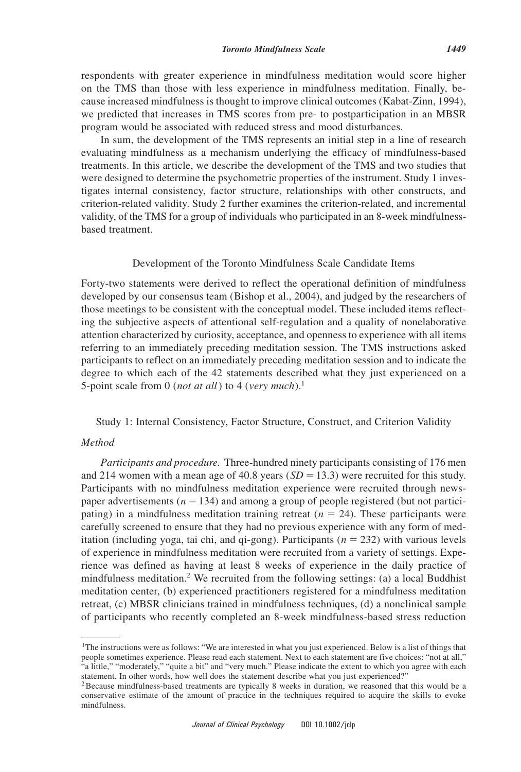respondents with greater experience in mindfulness meditation would score higher on the TMS than those with less experience in mindfulness meditation. Finally, because increased mindfulness is thought to improve clinical outcomes (Kabat-Zinn, 1994), we predicted that increases in TMS scores from pre- to postparticipation in an MBSR program would be associated with reduced stress and mood disturbances.

In sum, the development of the TMS represents an initial step in a line of research evaluating mindfulness as a mechanism underlying the efficacy of mindfulness-based treatments. In this article, we describe the development of the TMS and two studies that were designed to determine the psychometric properties of the instrument. Study 1 investigates internal consistency, factor structure, relationships with other constructs, and criterion-related validity. Study 2 further examines the criterion-related, and incremental validity, of the TMS for a group of individuals who participated in an 8-week mindfulness-based treatment.

## Development of the Toronto Mindfulness Scale Candidate Items

Forty-two statements were derived to reflect the operational definition of mindfulness developed by our consensus team (Bishop et al., 2004), and judged by the researchers of those meetings to be consistent with the conceptual model. These included items reflecting the subjective aspects of attentional self-regulation and a quality of nonelaborative attention characterized by curiosity, acceptance, and openness to experience with all items referring to an immediately preceding meditation session. The TMS instructions asked participants to reflect on an immediately preceding meditation session and to indicate the degree to which each of the 42 statements described what they just experienced on a 5-point scale from 0 (*not at all*) to 4 (*very much*).[1]

## Study 1: Internal Consistency, Factor Structure, Construct, and Criterion Validity

### *Method*

*Participants and procedure.* Three-hundred ninety participants consisting of 176 men and 214 women with a mean age of 40.8 years ($SD = 13.3$) were recruited for this study. Participants with no mindfulness meditation experience were recruited through newspaper advertisements ($n = 134$) and among a group of people registered (but not participating) in a mindfulness meditation training retreat ($n = 24$). These participants were carefully screened to ensure that they had no previous experience with any form of meditation (including yoga, tai chi, and qi-gong). Participants ($n = 232$) with various levels of experience in mindfulness meditation were recruited from a variety of settings. Experience was defined as having at least 8 weeks of experience in the daily practice of mindfulness meditation.[2] We recruited from the following settings: (a) a local Buddhist meditation center, (b) experienced practitioners registered for a mindfulness meditation retreat, (c) MBSR clinicians trained in mindfulness techniques, (d) a nonclinical sample of participants who recently completed an 8-week mindfulness-based stress reduction

---

[1]The instructions were as follows: "We are interested in what you just experienced. Below is a list of things that people sometimes experience. Please read each statement. Next to each statement are five choices: "not at all," "a little," "moderately," "quite a bit" and "very much." Please indicate the extent to which you agree with each statement. In other words, how well does the statement describe what you just experienced?"

[2]Because mindfulness-based treatments are typically 8 weeks in duration, we reasoned that this would be a conservative estimate of the amount of practice in the techniques required to acquire the skills to evoke mindfulness.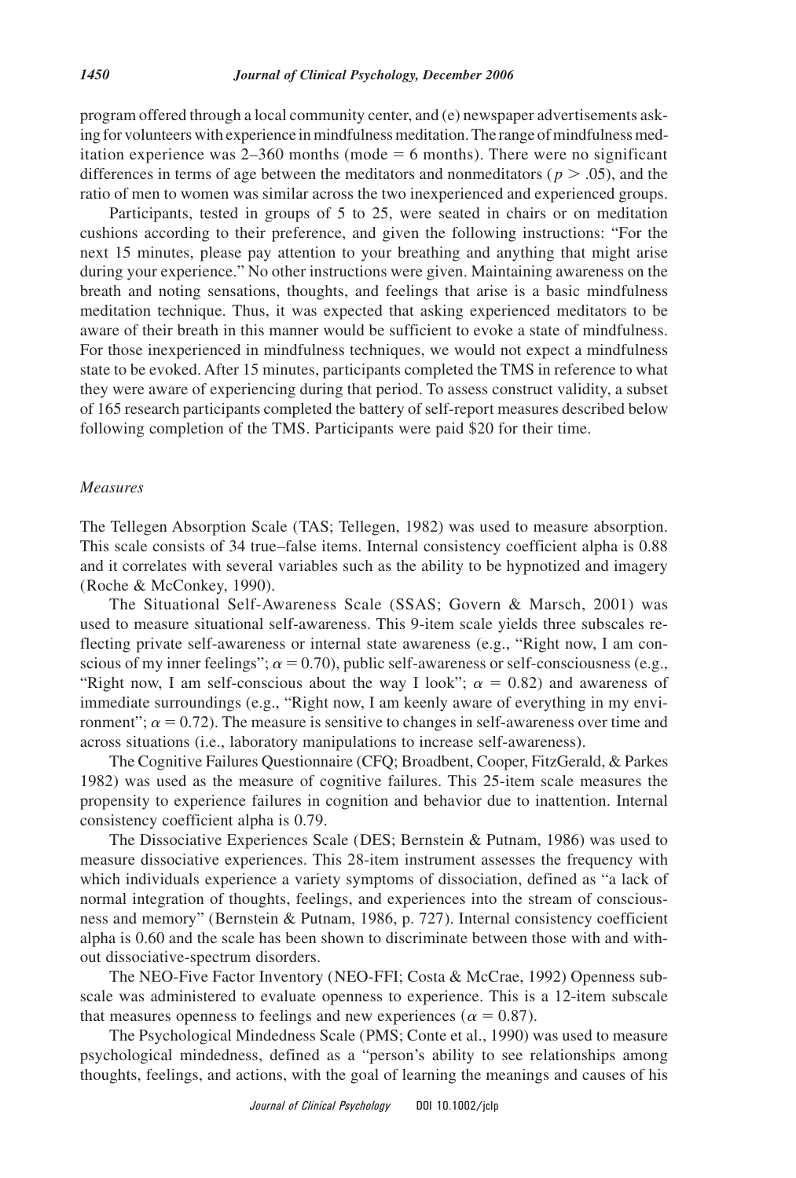program offered through a local community center, and (e) newspaper advertisements asking for volunteers with experience in mindfulness meditation. The range of mindfulness meditation experience was 2–360 months (mode = 6 months). There were no significant differences in terms of age between the meditators and nonmeditators ($p > .05$), and the ratio of men to women was similar across the two inexperienced and experienced groups.

Participants, tested in groups of 5 to 25, were seated in chairs or on meditation cushions according to their preference, and given the following instructions: "For the next 15 minutes, please pay attention to your breathing and anything that might arise during your experience." No other instructions were given. Maintaining awareness on the breath and noting sensations, thoughts, and feelings that arise is a basic mindfulness meditation technique. Thus, it was expected that asking experienced meditators to be aware of their breath in this manner would be sufficient to evoke a state of mindfulness. For those inexperienced in mindfulness techniques, we would not expect a mindfulness state to be evoked. After 15 minutes, participants completed the TMS in reference to what they were aware of experiencing during that period. To assess construct validity, a subset of 165 research participants completed the battery of self-report measures described below following completion of the TMS. Participants were paid $20 for their time.

### *Measures*

The Tellegen Absorption Scale (TAS; Tellegen, 1982) was used to measure absorption. This scale consists of 34 true–false items. Internal consistency coefficient alpha is 0.88 and it correlates with several variables such as the ability to be hypnotized and imagery (Roche & McConkey, 1990).

The Situational Self-Awareness Scale (SSAS; Govern & Marsch, 2001) was used to measure situational self-awareness. This 9-item scale yields three subscales reflecting private self-awareness or internal state awareness (e.g., "Right now, I am conscious of my inner feelings"; $\alpha = 0.70$), public self-awareness or self-consciousness (e.g., "Right now, I am self-conscious about the way I look"; $\alpha = 0.82$) and awareness of immediate surroundings (e.g., "Right now, I am keenly aware of everything in my environment"; $\alpha = 0.72$). The measure is sensitive to changes in self-awareness over time and across situations (i.e., laboratory manipulations to increase self-awareness).

The Cognitive Failures Questionnaire (CFQ; Broadbent, Cooper, FitzGerald, & Parkes 1982) was used as the measure of cognitive failures. This 25-item scale measures the propensity to experience failures in cognition and behavior due to inattention. Internal consistency coefficient alpha is 0.79.

The Dissociative Experiences Scale (DES; Bernstein & Putnam, 1986) was used to measure dissociative experiences. This 28-item instrument assesses the frequency with which individuals experience a variety symptoms of dissociation, defined as "a lack of normal integration of thoughts, feelings, and experiences into the stream of consciousness and memory" (Bernstein & Putnam, 1986, p. 727). Internal consistency coefficient alpha is 0.60 and the scale has been shown to discriminate between those with and without dissociative-spectrum disorders.

The NEO-Five Factor Inventory (NEO-FFI; Costa & McCrae, 1992) Openness subscale was administered to evaluate openness to experience. This is a 12-item subscale that measures openness to feelings and new experiences ($\alpha = 0.87$).

The Psychological Mindedness Scale (PMS; Conte et al., 1990) was used to measure psychological mindedness, defined as a "person's ability to see relationships among thoughts, feelings, and actions, with the goal of learning the meanings and causes of his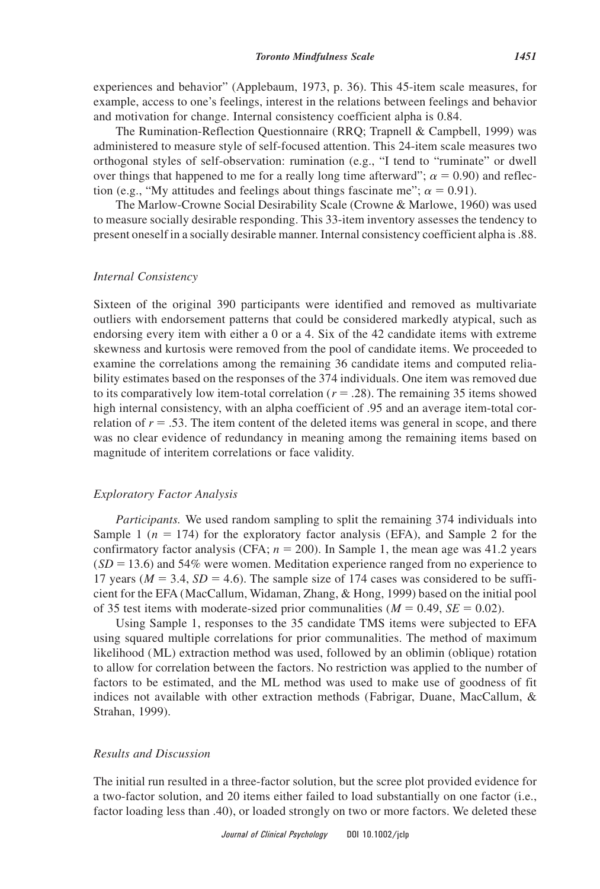experiences and behavior" (Applebaum, 1973, p. 36). This 45-item scale measures, for example, access to one's feelings, interest in the relations between feelings and behavior and motivation for change. Internal consistency coefficient alpha is 0.84.

The Rumination-Reflection Questionnaire (RRQ; Trapnell & Campbell, 1999) was administered to measure style of self-focused attention. This 24-item scale measures two orthogonal styles of self-observation: rumination (e.g., "I tend to "ruminate" or dwell over things that happened to me for a really long time afterward"; $\alpha = 0.90$) and reflection (e.g., "My attitudes and feelings about things fascinate me"; $\alpha = 0.91$).

The Marlow-Crowne Social Desirability Scale (Crowne & Marlowe, 1960) was used to measure socially desirable responding. This 33-item inventory assesses the tendency to present oneself in a socially desirable manner. Internal consistency coefficient alpha is .88.

### *Internal Consistency*

Sixteen of the original 390 participants were identified and removed as multivariate outliers with endorsement patterns that could be considered markedly atypical, such as endorsing every item with either a 0 or a 4. Six of the 42 candidate items with extreme skewness and kurtosis were removed from the pool of candidate items. We proceeded to examine the correlations among the remaining 36 candidate items and computed reliability estimates based on the responses of the 374 individuals. One item was removed due to its comparatively low item-total correlation ($r = .28$). The remaining 35 items showed high internal consistency, with an alpha coefficient of .95 and an average item-total correlation of $r = .53$. The item content of the deleted items was general in scope, and there was no clear evidence of redundancy in meaning among the remaining items based on magnitude of interitem correlations or face validity.

### *Exploratory Factor Analysis*

*Participants.* We used random sampling to split the remaining 374 individuals into Sample 1 ($n = 174$) for the exploratory factor analysis (EFA), and Sample 2 for the confirmatory factor analysis (CFA; $n = 200$). In Sample 1, the mean age was 41.2 years ($SD = 13.6$) and 54% were women. Meditation experience ranged from no experience to 17 years ($M = 3.4$, $SD = 4.6$). The sample size of 174 cases was considered to be sufficient for the EFA (MacCallum, Widaman, Zhang, & Hong, 1999) based on the initial pool of 35 test items with moderate-sized prior communalities ($M = 0.49$, $SE = 0.02$).

Using Sample 1, responses to the 35 candidate TMS items were subjected to EFA using squared multiple correlations for prior communalities. The method of maximum likelihood (ML) extraction method was used, followed by an oblimin (oblique) rotation to allow for correlation between the factors. No restriction was applied to the number of factors to be estimated, and the ML method was used to make use of goodness of fit indices not available with other extraction methods (Fabrigar, Duane, MacCallum, & Strahan, 1999).

### *Results and Discussion*

The initial run resulted in a three-factor solution, but the scree plot provided evidence for a two-factor solution, and 20 items either failed to load substantially on one factor (i.e., factor loading less than .40), or loaded strongly on two or more factors. We deleted these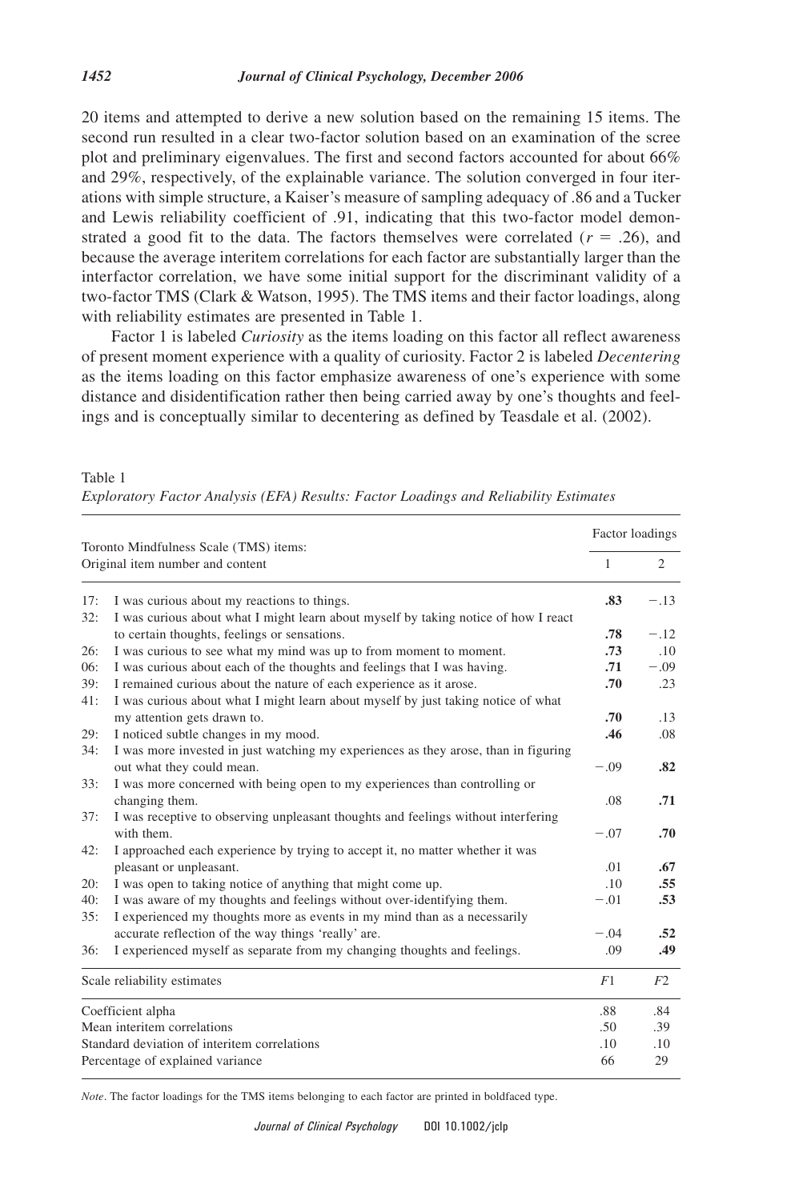20 items and attempted to derive a new solution based on the remaining 15 items. The second run resulted in a clear two-factor solution based on an examination of the scree plot and preliminary eigenvalues. The first and second factors accounted for about 66% and 29%, respectively, of the explainable variance. The solution converged in four iterations with simple structure, a Kaiser's measure of sampling adequacy of .86 and a Tucker and Lewis reliability coefficient of .91, indicating that this two-factor model demonstrated a good fit to the data. The factors themselves were correlated ($r = .26$), and because the average interitem correlations for each factor are substantially larger than the interfactor correlation, we have some initial support for the discriminant validity of a two-factor TMS (Clark & Watson, 1995). The TMS items and their factor loadings, along with reliability estimates are presented in Table 1.

Factor 1 is labeled *Curiosity* as the items loading on this factor all reflect awareness of present moment experience with a quality of curiosity. Factor 2 is labeled *Decentering* as the items loading on this factor emphasize awareness of one's experience with some distance and disidentification rather then being carried away by one's thoughts and feelings and is conceptually similar to decentering as defined by Teasdale et al. (2002).

Table 1
*Exploratory Factor Analysis (EFA) Results: Factor Loadings and Reliability Estimates*

| Toronto Mindfulness Scale (TMS) items: Original item number and content | Factor loadings 1 | 2 |
|---|---|---|
| 17: I was curious about my reactions to things. | **.83** | −.13 |
| 32: I was curious about what I might learn about myself by taking notice of how I react to certain thoughts, feelings or sensations. | **.78** | −.12 |
| 26: I was curious to see what my mind was up to from moment to moment. | **.73** | .10 |
| 06: I was curious about each of the thoughts and feelings that I was having. | **.71** | −.09 |
| 39: I remained curious about the nature of each experience as it arose. | **.70** | .23 |
| 41: I was curious about what I might learn about myself by just taking notice of what my attention gets drawn to. | **.70** | .13 |
| 29: I noticed subtle changes in my mood. | **.46** | .08 |
| 34: I was more invested in just watching my experiences as they arose, than in figuring out what they could mean. | −.09 | **.82** |
| 33: I was more concerned with being open to my experiences than controlling or changing them. | .08 | **.71** |
| 37: I was receptive to observing unpleasant thoughts and feelings without interfering with them. | −.07 | **.70** |
| 42: I approached each experience by trying to accept it, no matter whether it was pleasant or unpleasant. | .01 | **.67** |
| 20: I was open to taking notice of anything that might come up. | .10 | **.55** |
| 40: I was aware of my thoughts and feelings without over-identifying them. | −.01 | **.53** |
| 35: I experienced my thoughts more as events in my mind than as a necessarily accurate reflection of the way things 'really' are. | −.04 | **.52** |
| 36: I experienced myself as separate from my changing thoughts and feelings. | .09 | **.49** |
| Scale reliability estimates | *F*1 | *F*2 |
| Coefficient alpha | .88 | .84 |
| Mean interitem correlations | .50 | .39 |
| Standard deviation of interitem correlations | .10 | .10 |
| Percentage of explained variance | 66 | 29 |

*Note*. The factor loadings for the TMS items belonging to each factor are printed in boldfaced type.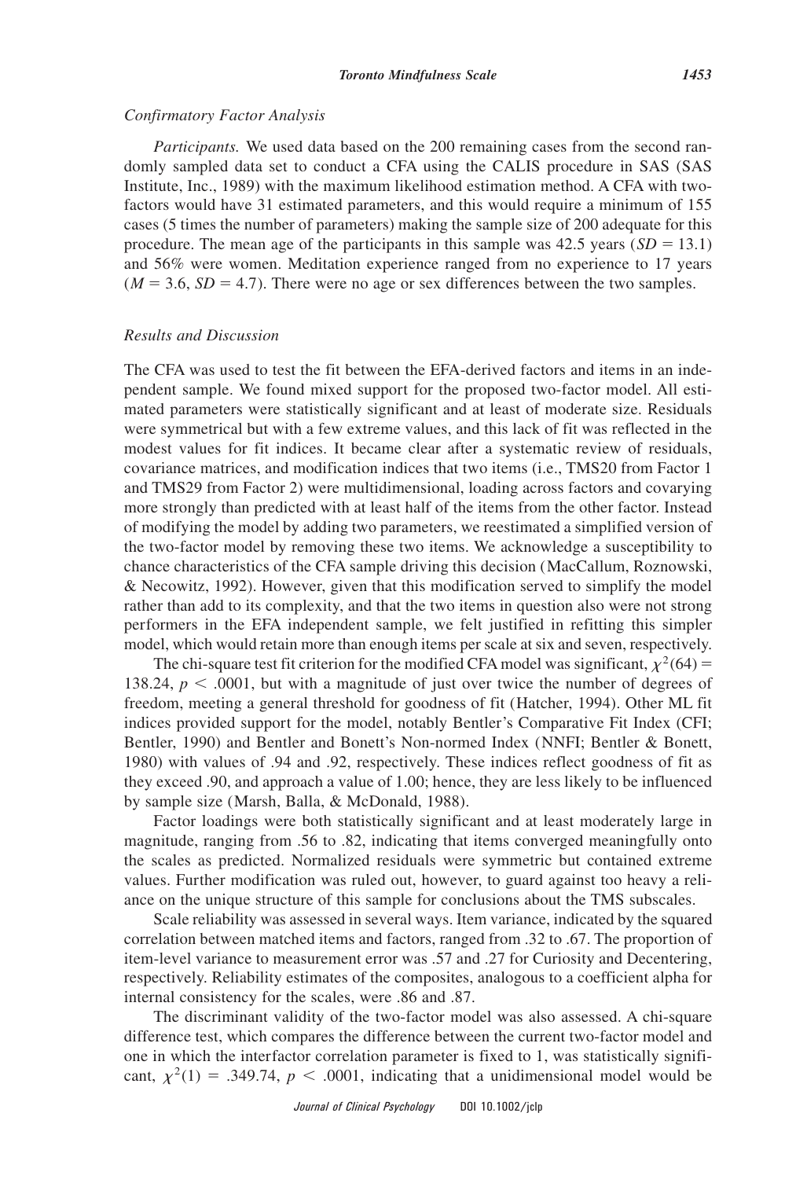### *Confirmatory Factor Analysis*

*Participants.* We used data based on the 200 remaining cases from the second randomly sampled data set to conduct a CFA using the CALIS procedure in SAS (SAS Institute, Inc., 1989) with the maximum likelihood estimation method. A CFA with two-factors would have 31 estimated parameters, and this would require a minimum of 155 cases (5 times the number of parameters) making the sample size of 200 adequate for this procedure. The mean age of the participants in this sample was 42.5 years ($SD = 13.1$) and 56% were women. Meditation experience ranged from no experience to 17 years ($M = 3.6$, $SD = 4.7$). There were no age or sex differences between the two samples.

### *Results and Discussion*

The CFA was used to test the fit between the EFA-derived factors and items in an independent sample. We found mixed support for the proposed two-factor model. All estimated parameters were statistically significant and at least of moderate size. Residuals were symmetrical but with a few extreme values, and this lack of fit was reflected in the modest values for fit indices. It became clear after a systematic review of residuals, covariance matrices, and modification indices that two items (i.e., TMS20 from Factor 1 and TMS29 from Factor 2) were multidimensional, loading across factors and covarying more strongly than predicted with at least half of the items from the other factor. Instead of modifying the model by adding two parameters, we reestimated a simplified version of the two-factor model by removing these two items. We acknowledge a susceptibility to chance characteristics of the CFA sample driving this decision (MacCallum, Roznowski, & Necowitz, 1992). However, given that this modification served to simplify the model rather than add to its complexity, and that the two items in question also were not strong performers in the EFA independent sample, we felt justified in refitting this simpler model, which would retain more than enough items per scale at six and seven, respectively.

The chi-square test fit criterion for the modified CFA model was significant, $\chi^2(64) = 138.24$, $p < .0001$, but with a magnitude of just over twice the number of degrees of freedom, meeting a general threshold for goodness of fit (Hatcher, 1994). Other ML fit indices provided support for the model, notably Bentler's Comparative Fit Index (CFI; Bentler, 1990) and Bentler and Bonett's Non-normed Index (NNFI; Bentler & Bonett, 1980) with values of .94 and .92, respectively. These indices reflect goodness of fit as they exceed .90, and approach a value of 1.00; hence, they are less likely to be influenced by sample size (Marsh, Balla, & McDonald, 1988).

Factor loadings were both statistically significant and at least moderately large in magnitude, ranging from .56 to .82, indicating that items converged meaningfully onto the scales as predicted. Normalized residuals were symmetric but contained extreme values. Further modification was ruled out, however, to guard against too heavy a reliance on the unique structure of this sample for conclusions about the TMS subscales.

Scale reliability was assessed in several ways. Item variance, indicated by the squared correlation between matched items and factors, ranged from .32 to .67. The proportion of item-level variance to measurement error was .57 and .27 for Curiosity and Decentering, respectively. Reliability estimates of the composites, analogous to a coefficient alpha for internal consistency for the scales, were .86 and .87.

The discriminant validity of the two-factor model was also assessed. A chi-square difference test, which compares the difference between the current two-factor model and one in which the interfactor correlation parameter is fixed to 1, was statistically significant, $\chi^2(1) = .349.74$, $p < .0001$, indicating that a unidimensional model would be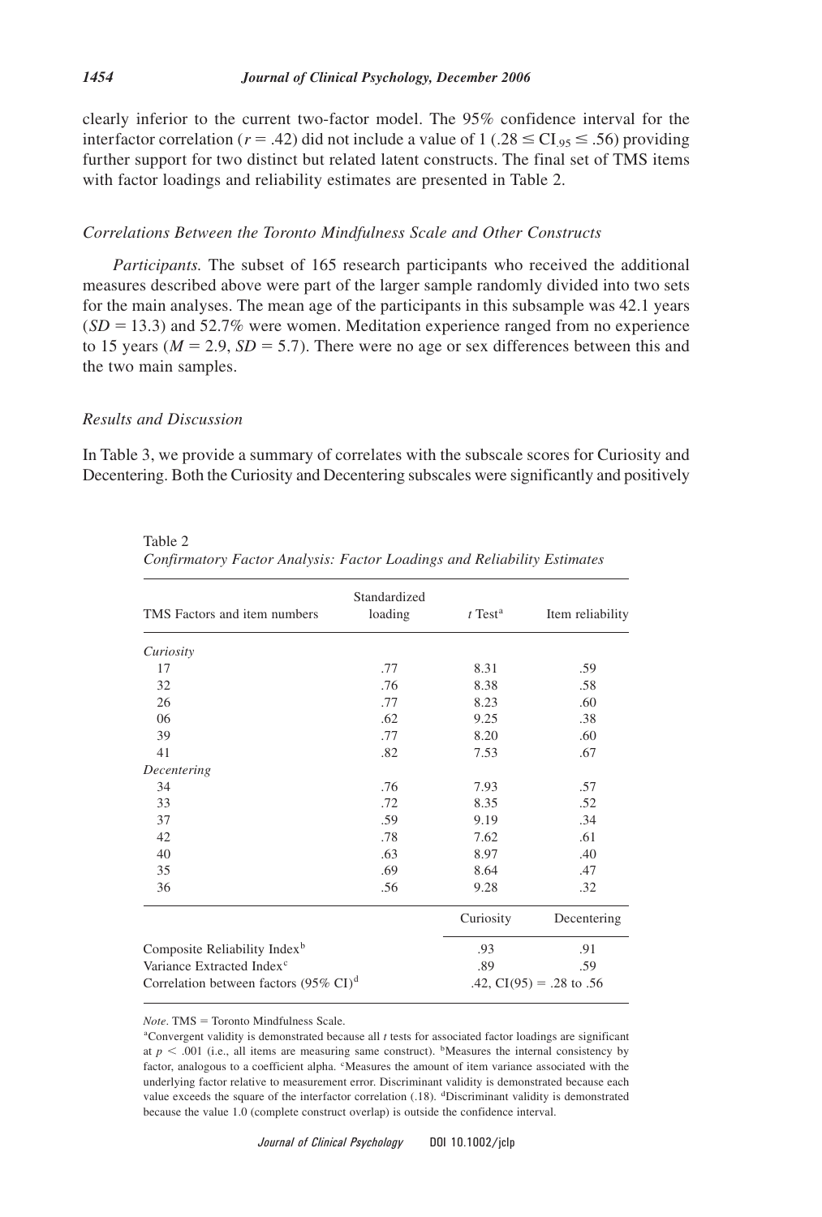clearly inferior to the current two-factor model. The 95% confidence interval for the interfactor correlation ($r = .42$) did not include a value of 1 ($.28 \leq CI_{.95} \leq .56$) providing further support for two distinct but related latent constructs. The final set of TMS items with factor loadings and reliability estimates are presented in Table 2.

### *Correlations Between the Toronto Mindfulness Scale and Other Constructs*

*Participants.* The subset of 165 research participants who received the additional measures described above were part of the larger sample randomly divided into two sets for the main analyses. The mean age of the participants in this subsample was 42.1 years ($SD = 13.3$) and 52.7% were women. Meditation experience ranged from no experience to 15 years ($M = 2.9$, $SD = 5.7$). There were no age or sex differences between this and the two main samples.

### *Results and Discussion*

In Table 3, we provide a summary of correlates with the subscale scores for Curiosity and Decentering. Both the Curiosity and Decentering subscales were significantly and positively

Table 2
*Confirmatory Factor Analysis: Factor Loadings and Reliability Estimates*

| TMS Factors and item numbers | Standardized loading | *t* Test[a] | Item reliability |
|---|---|---|---|
| *Curiosity* | | | |
| 17 | .77 | 8.31 | .59 |
| 32 | .76 | 8.38 | .58 |
| 26 | .77 | 8.23 | .60 |
| 06 | .62 | 9.25 | .38 |
| 39 | .77 | 8.20 | .60 |
| 41 | .82 | 7.53 | .67 |
| *Decentering* | | | |
| 34 | .76 | 7.93 | .57 |
| 33 | .72 | 8.35 | .52 |
| 37 | .59 | 9.19 | .34 |
| 42 | .78 | 7.62 | .61 |
| 40 | .63 | 8.97 | .40 |
| 35 | .69 | 8.64 | .47 |
| 36 | .56 | 9.28 | .32 |
| | | Curiosity | Decentering |
| Composite Reliability Index[b] | | .93 | .91 |
| Variance Extracted Index[c] | | .89 | .59 |
| Correlation between factors (95% CI)[d] | | .42, CI(95) = .28 to .56 | |

*Note*. TMS = Toronto Mindfulness Scale.
[a]Convergent validity is demonstrated because all *t* tests for associated factor loadings are significant at $p < .001$ (i.e., all items are measuring same construct). [b]Measures the internal consistency by factor, analogous to a coefficient alpha. [c]Measures the amount of item variance associated with the underlying factor relative to measurement error. Discriminant validity is demonstrated because each value exceeds the square of the interfactor correlation (.18). [d]Discriminant validity is demonstrated because the value 1.0 (complete construct overlap) is outside the confidence interval.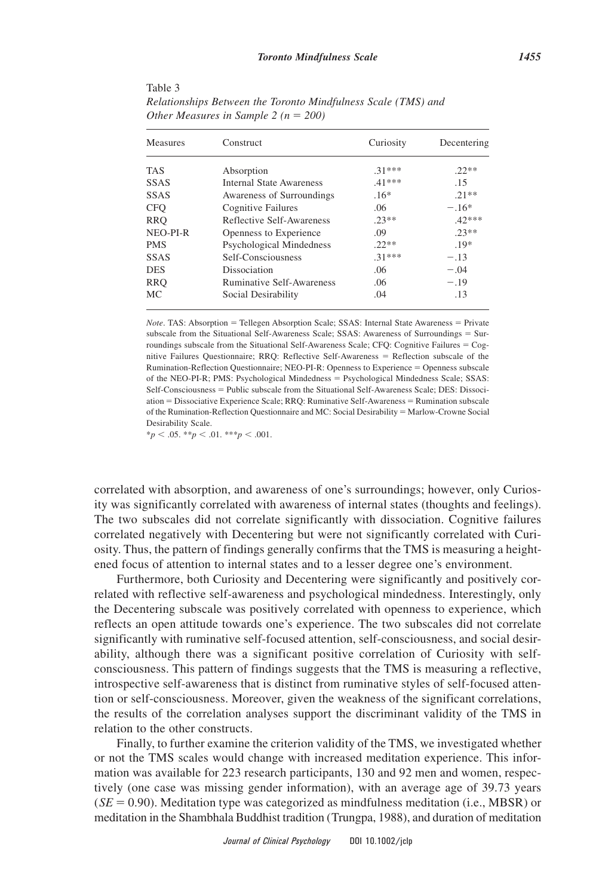Table 3
*Relationships Between the Toronto Mindfulness Scale (TMS) and Other Measures in Sample 2 ($n = 200$)*

| Measures | Construct | Curiosity | Decentering |
|---|---|---|---|
| TAS | Absorption | .31*** | .22** |
| SSAS | Internal State Awareness | .41*** | .15 |
| SSAS | Awareness of Surroundings | .16* | .21** |
| CFQ | Cognitive Failures | .06 | −.16* |
| RRQ | Reflective Self-Awareness | .23** | .42*** |
| NEO-PI-R | Openness to Experience | .09 | .23** |
| PMS | Psychological Mindedness | .22** | .19* |
| SSAS | Self-Consciousness | .31*** | −.13 |
| DES | Dissociation | .06 | −.04 |
| RRQ | Ruminative Self-Awareness | .06 | −.19 |
| MC | Social Desirability | .04 | .13 |

*Note*. TAS: Absorption = Tellegen Absorption Scale; SSAS: Internal State Awareness = Private subscale from the Situational Self-Awareness Scale; SSAS: Awareness of Surroundings = Surroundings subscale from the Situational Self-Awareness Scale; CFQ: Cognitive Failures = Cognitive Failures Questionnaire; RRQ: Reflective Self-Awareness = Reflection subscale of the Rumination-Reflection Questionnaire; NEO-PI-R: Openness to Experience = Openness subscale of the NEO-PI-R; PMS: Psychological Mindedness = Psychological Mindedness Scale; SSAS: Self-Consciousness = Public subscale from the Situational Self-Awareness Scale; DES: Dissociation = Dissociative Experience Scale; RRQ: Ruminative Self-Awareness = Rumination subscale of the Rumination-Reflection Questionnaire and MC: Social Desirability = Marlow-Crowne Social Desirability Scale.
*$p < .05$. **$p < .01$. ***$p < .001$.

correlated with absorption, and awareness of one's surroundings; however, only Curiosity was significantly correlated with awareness of internal states (thoughts and feelings). The two subscales did not correlate significantly with dissociation. Cognitive failures correlated negatively with Decentering but were not significantly correlated with Curiosity. Thus, the pattern of findings generally confirms that the TMS is measuring a heightened focus of attention to internal states and to a lesser degree one's environment.

Furthermore, both Curiosity and Decentering were significantly and positively correlated with reflective self-awareness and psychological mindedness. Interestingly, only the Decentering subscale was positively correlated with openness to experience, which reflects an open attitude towards one's experience. The two subscales did not correlate significantly with ruminative self-focused attention, self-consciousness, and social desirability, although there was a significant positive correlation of Curiosity with self-consciousness. This pattern of findings suggests that the TMS is measuring a reflective, introspective self-awareness that is distinct from ruminative styles of self-focused attention or self-consciousness. Moreover, given the weakness of the significant correlations, the results of the correlation analyses support the discriminant validity of the TMS in relation to the other constructs.

Finally, to further examine the criterion validity of the TMS, we investigated whether or not the TMS scales would change with increased meditation experience. This information was available for 223 research participants, 130 and 92 men and women, respectively (one case was missing gender information), with an average age of 39.73 years ($SE = 0.90$). Meditation type was categorized as mindfulness meditation (i.e., MBSR) or meditation in the Shambhala Buddhist tradition (Trungpa, 1988), and duration of meditation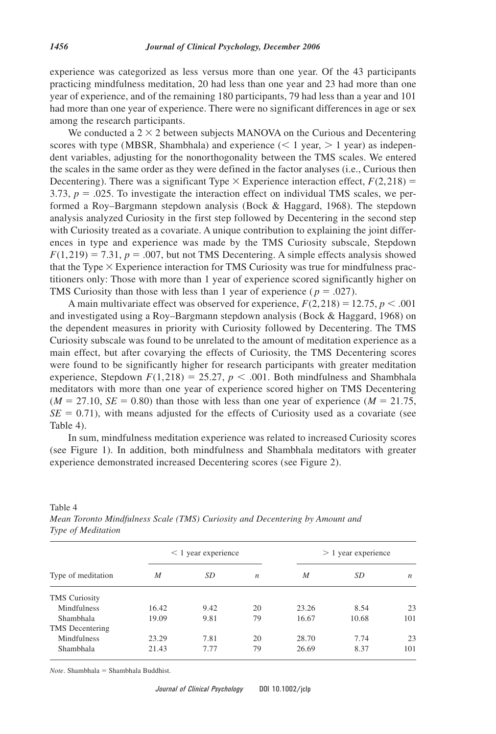experience was categorized as less versus more than one year. Of the 43 participants practicing mindfulness meditation, 20 had less than one year and 23 had more than one year of experience, and of the remaining 180 participants, 79 had less than a year and 101 had more than one year of experience. There were no significant differences in age or sex among the research participants.

We conducted a $2 \times 2$ between subjects MANOVA on the Curious and Decentering scores with type (MBSR, Shambhala) and experience ($< 1$ year, $> 1$ year) as independent variables, adjusting for the nonorthogonality between the TMS scales. We entered the scales in the same order as they were defined in the factor analyses (i.e., Curious then Decentering). There was a significant Type $\times$ Experience interaction effect, $F(2, 218) = 3.73$, $p = .025$. To investigate the interaction effect on individual TMS scales, we performed a Roy–Bargmann stepdown analysis (Bock & Haggard, 1968). The stepdown analysis analyzed Curiosity in the first step followed by Decentering in the second step with Curiosity treated as a covariate. A unique contribution to explaining the joint differences in type and experience was made by the TMS Curiosity subscale, Stepdown $F(1, 219) = 7.31$, $p = .007$, but not TMS Decentering. A simple effects analysis showed that the Type $\times$ Experience interaction for TMS Curiosity was true for mindfulness practitioners only: Those with more than 1 year of experience scored significantly higher on TMS Curiosity than those with less than 1 year of experience ($p = .027$).

A main multivariate effect was observed for experience, $F(2, 218) = 12.75$, $p < .001$ and investigated using a Roy–Bargmann stepdown analysis (Bock & Haggard, 1968) on the dependent measures in priority with Curiosity followed by Decentering. The TMS Curiosity subscale was found to be unrelated to the amount of meditation experience as a main effect, but after covarying the effects of Curiosity, the TMS Decentering scores were found to be significantly higher for research participants with greater meditation experience, Stepdown $F(1, 218) = 25.27$, $p < .001$. Both mindfulness and Shambhala meditators with more than one year of experience scored higher on TMS Decentering ($M = 27.10$, $SE = 0.80$) than those with less than one year of experience ($M = 21.75$, $SE = 0.71$), with means adjusted for the effects of Curiosity used as a covariate (see Table 4).

In sum, mindfulness meditation experience was related to increased Curiosity scores (see Figure 1). In addition, both mindfulness and Shambhala meditators with greater experience demonstrated increased Decentering scores (see Figure 2).

Table 4

*Mean Toronto Mindfulness Scale (TMS) Curiosity and Decentering by Amount and Type of Meditation*

| | $< 1$ year experience | | | $> 1$ year experience | | |
|---|---|---|---|---|---|---|
| Type of meditation | *M* | *SD* | *n* | *M* | *SD* | *n* |
| TMS Curiosity | | | | | | |
| Mindfulness | 16.42 | 9.42 | 20 | 23.26 | 8.54 | 23 |
| Shambhala | 19.09 | 9.81 | 79 | 16.67 | 10.68 | 101 |
| TMS Decentering | | | | | | |
| Mindfulness | 23.29 | 7.81 | 20 | 28.70 | 7.74 | 23 |
| Shambhala | 21.43 | 7.77 | 79 | 26.69 | 8.37 | 101 |

*Note*. Shambhala = Shambhala Buddhist.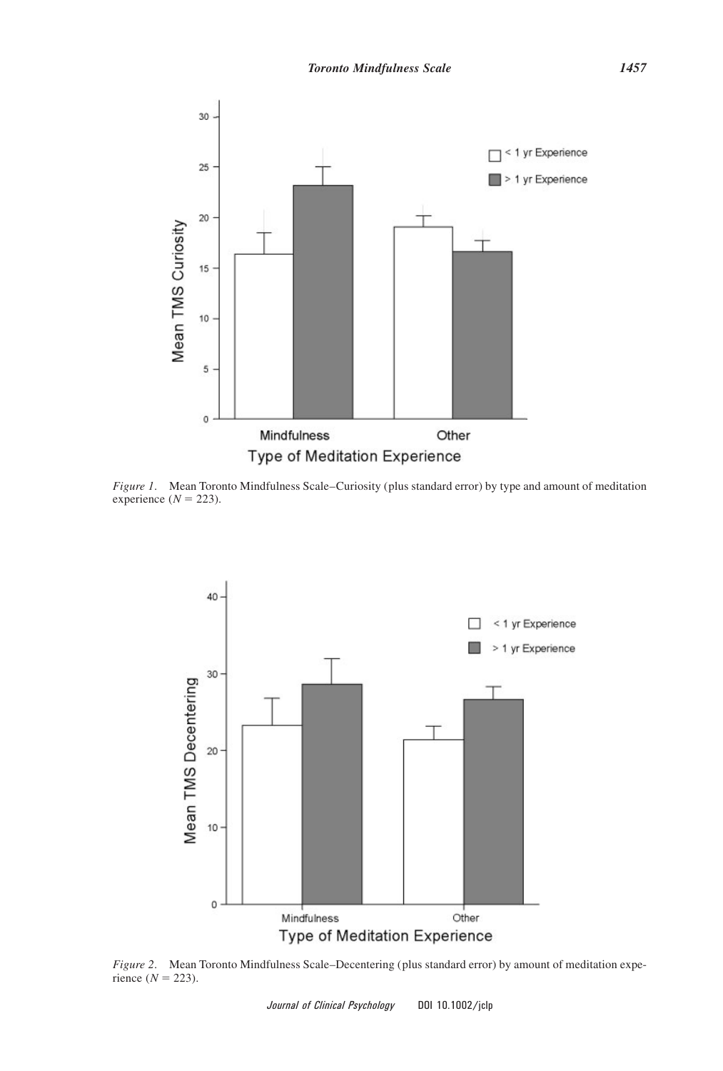*Figure 1*. Mean Toronto Mindfulness Scale–Curiosity (plus standard error) by type and amount of meditation experience ($N = 223$).

*Figure 2*. Mean Toronto Mindfulness Scale–Decentering (plus standard error) by amount of meditation experience ($N = 223$).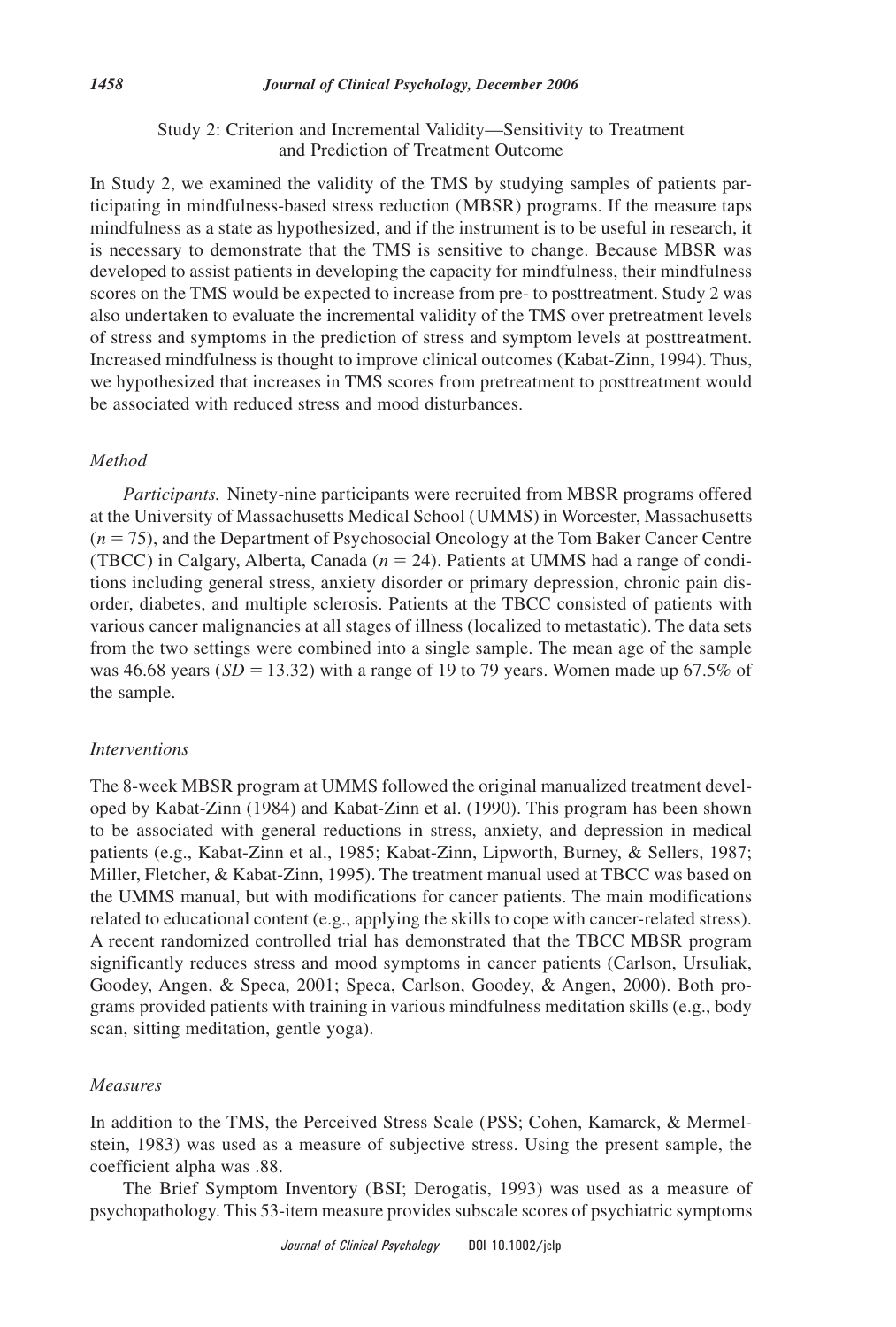## Study 2: Criterion and Incremental Validity—Sensitivity to Treatment and Prediction of Treatment Outcome

In Study 2, we examined the validity of the TMS by studying samples of patients participating in mindfulness-based stress reduction (MBSR) programs. If the measure taps mindfulness as a state as hypothesized, and if the instrument is to be useful in research, it is necessary to demonstrate that the TMS is sensitive to change. Because MBSR was developed to assist patients in developing the capacity for mindfulness, their mindfulness scores on the TMS would be expected to increase from pre- to posttreatment. Study 2 was also undertaken to evaluate the incremental validity of the TMS over pretreatment levels of stress and symptoms in the prediction of stress and symptom levels at posttreatment. Increased mindfulness is thought to improve clinical outcomes (Kabat-Zinn, 1994). Thus, we hypothesized that increases in TMS scores from pretreatment to posttreatment would be associated with reduced stress and mood disturbances.

### *Method*

*Participants.* Ninety-nine participants were recruited from MBSR programs offered at the University of Massachusetts Medical School (UMMS) in Worcester, Massachusetts ($n = 75$), and the Department of Psychosocial Oncology at the Tom Baker Cancer Centre (TBCC) in Calgary, Alberta, Canada ($n = 24$). Patients at UMMS had a range of conditions including general stress, anxiety disorder or primary depression, chronic pain disorder, diabetes, and multiple sclerosis. Patients at the TBCC consisted of patients with various cancer malignancies at all stages of illness (localized to metastatic). The data sets from the two settings were combined into a single sample. The mean age of the sample was 46.68 years ($SD = 13.32$) with a range of 19 to 79 years. Women made up 67.5% of the sample.

### *Interventions*

The 8-week MBSR program at UMMS followed the original manualized treatment developed by Kabat-Zinn (1984) and Kabat-Zinn et al. (1990). This program has been shown to be associated with general reductions in stress, anxiety, and depression in medical patients (e.g., Kabat-Zinn et al., 1985; Kabat-Zinn, Lipworth, Burney, & Sellers, 1987; Miller, Fletcher, & Kabat-Zinn, 1995). The treatment manual used at TBCC was based on the UMMS manual, but with modifications for cancer patients. The main modifications related to educational content (e.g., applying the skills to cope with cancer-related stress). A recent randomized controlled trial has demonstrated that the TBCC MBSR program significantly reduces stress and mood symptoms in cancer patients (Carlson, Ursuliak, Goodey, Angen, & Speca, 2001; Speca, Carlson, Goodey, & Angen, 2000). Both programs provided patients with training in various mindfulness meditation skills (e.g., body scan, sitting meditation, gentle yoga).

### *Measures*

In addition to the TMS, the Perceived Stress Scale (PSS; Cohen, Kamarck, & Mermelstein, 1983) was used as a measure of subjective stress. Using the present sample, the coefficient alpha was .88.

The Brief Symptom Inventory (BSI; Derogatis, 1993) was used as a measure of psychopathology. This 53-item measure provides subscale scores of psychiatric symptoms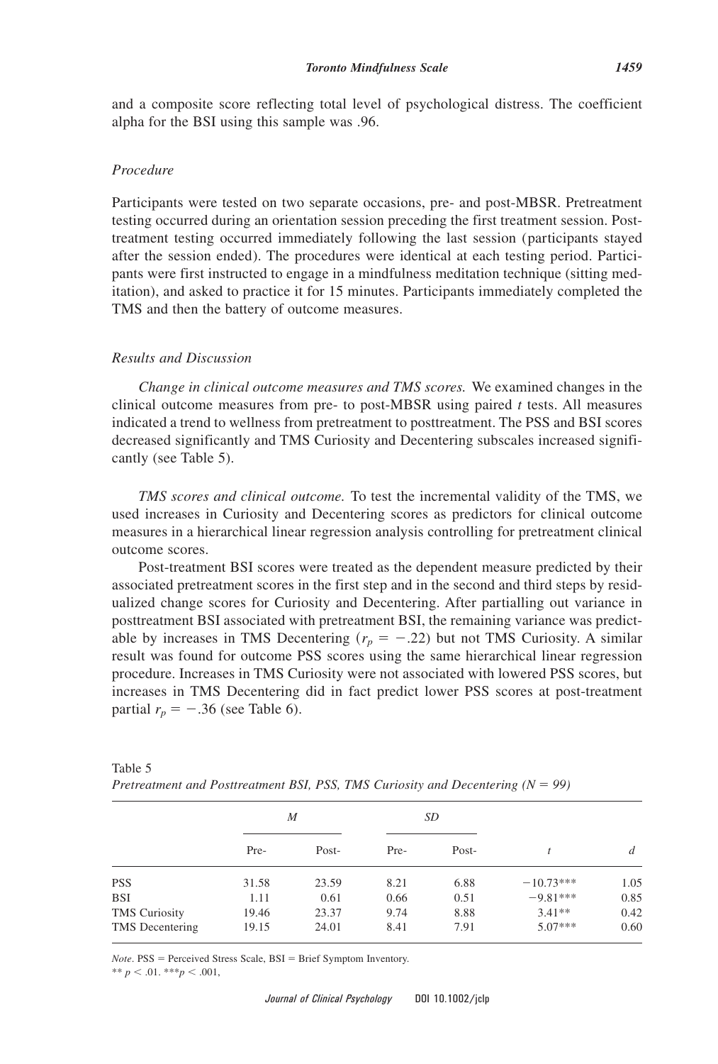and a composite score reflecting total level of psychological distress. The coefficient alpha for the BSI using this sample was .96.

### *Procedure*

Participants were tested on two separate occasions, pre- and post-MBSR. Pretreatment testing occurred during an orientation session preceding the first treatment session. Post-treatment testing occurred immediately following the last session (participants stayed after the session ended). The procedures were identical at each testing period. Participants were first instructed to engage in a mindfulness meditation technique (sitting meditation), and asked to practice it for 15 minutes. Participants immediately completed the TMS and then the battery of outcome measures.

### *Results and Discussion*

*Change in clinical outcome measures and TMS scores.* We examined changes in the clinical outcome measures from pre- to post-MBSR using paired $t$ tests. All measures indicated a trend to wellness from pretreatment to posttreatment. The PSS and BSI scores decreased significantly and TMS Curiosity and Decentering subscales increased significantly (see Table 5).

*TMS scores and clinical outcome.* To test the incremental validity of the TMS, we used increases in Curiosity and Decentering scores as predictors for clinical outcome measures in a hierarchical linear regression analysis controlling for pretreatment clinical outcome scores.

Post-treatment BSI scores were treated as the dependent measure predicted by their associated pretreatment scores in the first step and in the second and third steps by residualized change scores for Curiosity and Decentering. After partialling out variance in posttreatment BSI associated with pretreatment BSI, the remaining variance was predictable by increases in TMS Decentering ($r_p = -.22$) but not TMS Curiosity. A similar result was found for outcome PSS scores using the same hierarchical linear regression procedure. Increases in TMS Curiosity were not associated with lowered PSS scores, but increases in TMS Decentering did in fact predict lower PSS scores at post-treatment partial $r_p = -.36$ (see Table 6).

Table 5
*Pretreatment and Posttreatment BSI, PSS, TMS Curiosity and Decentering (N = 99)*

| | *M* | | *SD* | | | |
|---|---|---|---|---|---|---|
| | Pre- | Post- | Pre- | Post- | *t* | *d* |
| PSS | 31.58 | 23.59 | 8.21 | 6.88 | −10.73*** | 1.05 |
| BSI | 1.11 | 0.61 | 0.66 | 0.51 | −9.81*** | 0.85 |
| TMS Curiosity | 19.46 | 23.37 | 9.74 | 8.88 | 3.41** | 0.42 |
| TMS Decentering | 19.15 | 24.01 | 8.41 | 7.91 | 5.07*** | 0.60 |

*Note*. PSS = Perceived Stress Scale, BSI = Brief Symptom Inventory.
** $p < .01$. *** $p < .001$,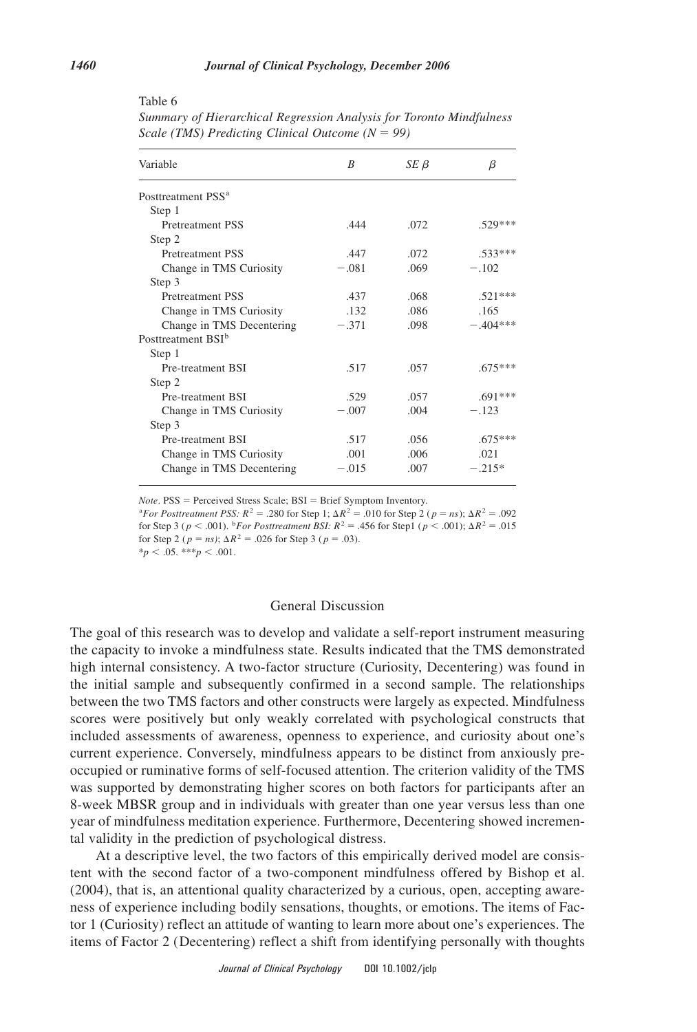Table 6

*Summary of Hierarchical Regression Analysis for Toronto Mindfulness Scale (TMS) Predicting Clinical Outcome (N = 99)*

| Variable | $B$ | $SE\ \beta$ | $\beta$ |
|---|---|---|---|
| Posttreatment PSS[a] | | | |
| Step 1 | | | |
| Pretreatment PSS | .444 | .072 | .529*** |
| Step 2 | | | |
| Pretreatment PSS | .447 | .072 | .533*** |
| Change in TMS Curiosity | −.081 | .069 | −.102 |
| Step 3 | | | |
| Pretreatment PSS | .437 | .068 | .521*** |
| Change in TMS Curiosity | .132 | .086 | .165 |
| Change in TMS Decentering | −.371 | .098 | −.404*** |
| Posttreatment BSI[b] | | | |
| Step 1 | | | |
| Pre-treatment BSI | .517 | .057 | .675*** |
| Step 2 | | | |
| Pre-treatment BSI | .529 | .057 | .691*** |
| Change in TMS Curiosity | −.007 | .004 | −.123 |
| Step 3 | | | |
| Pre-treatment BSI | .517 | .056 | .675*** |
| Change in TMS Curiosity | .001 | .006 | .021 |
| Change in TMS Decentering | −.015 | .007 | −.215* |

*Note*. PSS = Perceived Stress Scale; BSI = Brief Symptom Inventory.

[a]*For Posttreatment PSS:* $R^2 = .280$ for Step 1; $\Delta R^2 = .010$ for Step 2 ($p = ns$); $\Delta R^2 = .092$ for Step 3 ($p < .001$). [b]*For Posttreatment BSI:* $R^2 = .456$ for Step1 ($p < .001$); $\Delta R^2 = .015$ for Step 2 ($p = ns$); $\Delta R^2 = .026$ for Step 3 ($p = .03$).

$*p < .05$. $***p < .001$.

## General Discussion

The goal of this research was to develop and validate a self-report instrument measuring the capacity to invoke a mindfulness state. Results indicated that the TMS demonstrated high internal consistency. A two-factor structure (Curiosity, Decentering) was found in the initial sample and subsequently confirmed in a second sample. The relationships between the two TMS factors and other constructs were largely as expected. Mindfulness scores were positively but only weakly correlated with psychological constructs that included assessments of awareness, openness to experience, and curiosity about one's current experience. Conversely, mindfulness appears to be distinct from anxiously preoccupied or ruminative forms of self-focused attention. The criterion validity of the TMS was supported by demonstrating higher scores on both factors for participants after an 8-week MBSR group and in individuals with greater than one year versus less than one year of mindfulness meditation experience. Furthermore, Decentering showed incremental validity in the prediction of psychological distress.

At a descriptive level, the two factors of this empirically derived model are consistent with the second factor of a two-component mindfulness offered by Bishop et al. (2004), that is, an attentional quality characterized by a curious, open, accepting awareness of experience including bodily sensations, thoughts, or emotions. The items of Factor 1 (Curiosity) reflect an attitude of wanting to learn more about one's experiences. The items of Factor 2 (Decentering) reflect a shift from identifying personally with thoughts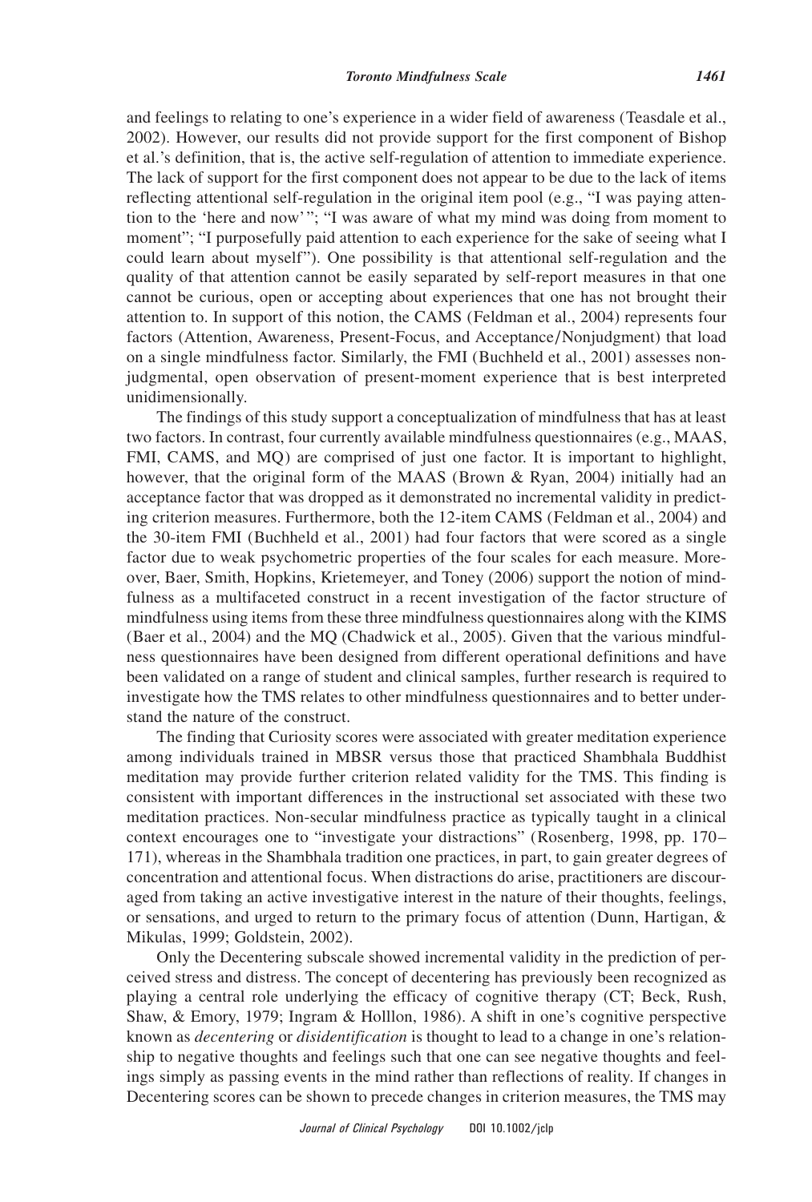and feelings to relating to one's experience in a wider field of awareness (Teasdale et al., 2002). However, our results did not provide support for the first component of Bishop et al.'s definition, that is, the active self-regulation of attention to immediate experience. The lack of support for the first component does not appear to be due to the lack of items reflecting attentional self-regulation in the original item pool (e.g., "I was paying attention to the 'here and now'"; "I was aware of what my mind was doing from moment to moment"; "I purposefully paid attention to each experience for the sake of seeing what I could learn about myself"). One possibility is that attentional self-regulation and the quality of that attention cannot be easily separated by self-report measures in that one cannot be curious, open or accepting about experiences that one has not brought their attention to. In support of this notion, the CAMS (Feldman et al., 2004) represents four factors (Attention, Awareness, Present-Focus, and Acceptance/Nonjudgment) that load on a single mindfulness factor. Similarly, the FMI (Buchheld et al., 2001) assesses nonjudgmental, open observation of present-moment experience that is best interpreted unidimensionally.

The findings of this study support a conceptualization of mindfulness that has at least two factors. In contrast, four currently available mindfulness questionnaires (e.g., MAAS, FMI, CAMS, and MQ) are comprised of just one factor. It is important to highlight, however, that the original form of the MAAS (Brown & Ryan, 2004) initially had an acceptance factor that was dropped as it demonstrated no incremental validity in predicting criterion measures. Furthermore, both the 12-item CAMS (Feldman et al., 2004) and the 30-item FMI (Buchheld et al., 2001) had four factors that were scored as a single factor due to weak psychometric properties of the four scales for each measure. Moreover, Baer, Smith, Hopkins, Krietemeyer, and Toney (2006) support the notion of mindfulness as a multifaceted construct in a recent investigation of the factor structure of mindfulness using items from these three mindfulness questionnaires along with the KIMS (Baer et al., 2004) and the MQ (Chadwick et al., 2005). Given that the various mindfulness questionnaires have been designed from different operational definitions and have been validated on a range of student and clinical samples, further research is required to investigate how the TMS relates to other mindfulness questionnaires and to better understand the nature of the construct.

The finding that Curiosity scores were associated with greater meditation experience among individuals trained in MBSR versus those that practiced Shambhala Buddhist meditation may provide further criterion related validity for the TMS. This finding is consistent with important differences in the instructional set associated with these two meditation practices. Non-secular mindfulness practice as typically taught in a clinical context encourages one to "investigate your distractions" (Rosenberg, 1998, pp. 170–171), whereas in the Shambhala tradition one practices, in part, to gain greater degrees of concentration and attentional focus. When distractions do arise, practitioners are discouraged from taking an active investigative interest in the nature of their thoughts, feelings, or sensations, and urged to return to the primary focus of attention (Dunn, Hartigan, & Mikulas, 1999; Goldstein, 2002).

Only the Decentering subscale showed incremental validity in the prediction of perceived stress and distress. The concept of decentering has previously been recognized as playing a central role underlying the efficacy of cognitive therapy (CT; Beck, Rush, Shaw, & Emory, 1979; Ingram & Holllon, 1986). A shift in one's cognitive perspective known as *decentering* or *disidentification* is thought to lead to a change in one's relationship to negative thoughts and feelings such that one can see negative thoughts and feelings simply as passing events in the mind rather than reflections of reality. If changes in Decentering scores can be shown to precede changes in criterion measures, the TMS may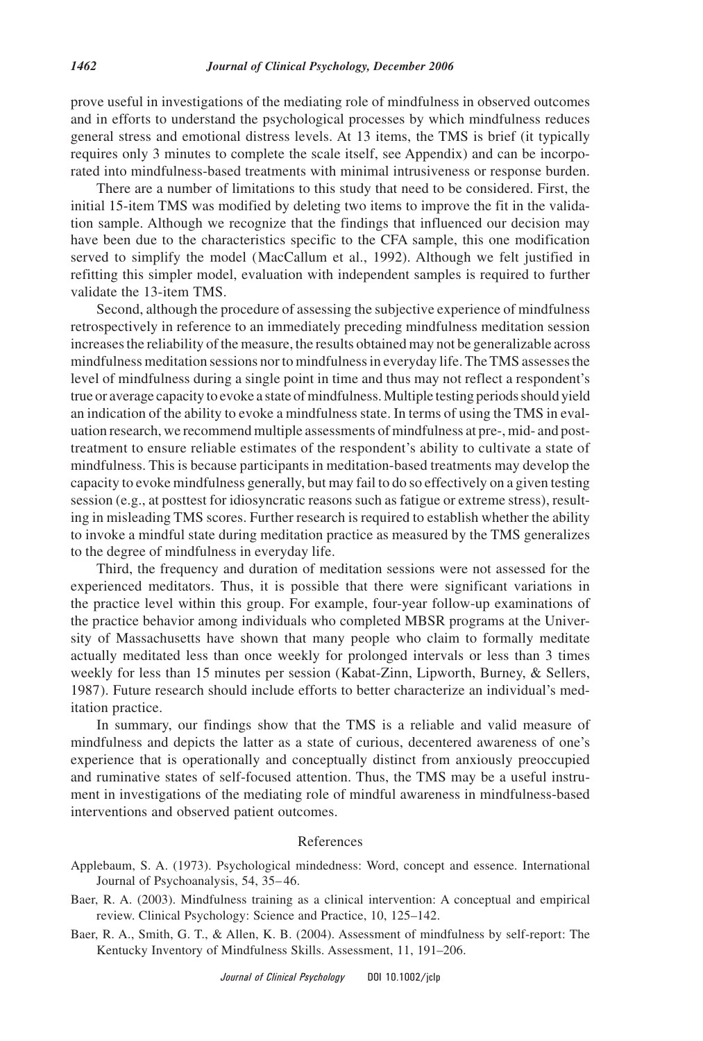prove useful in investigations of the mediating role of mindfulness in observed outcomes and in efforts to understand the psychological processes by which mindfulness reduces general stress and emotional distress levels. At 13 items, the TMS is brief (it typically requires only 3 minutes to complete the scale itself, see Appendix) and can be incorporated into mindfulness-based treatments with minimal intrusiveness or response burden.

There are a number of limitations to this study that need to be considered. First, the initial 15-item TMS was modified by deleting two items to improve the fit in the validation sample. Although we recognize that the findings that influenced our decision may have been due to the characteristics specific to the CFA sample, this one modification served to simplify the model (MacCallum et al., 1992). Although we felt justified in refitting this simpler model, evaluation with independent samples is required to further validate the 13-item TMS.

Second, although the procedure of assessing the subjective experience of mindfulness retrospectively in reference to an immediately preceding mindfulness meditation session increases the reliability of the measure, the results obtained may not be generalizable across mindfulness meditation sessions nor to mindfulness in everyday life. The TMS assesses the level of mindfulness during a single point in time and thus may not reflect a respondent's true or average capacity to evoke a state of mindfulness. Multiple testing periods should yield an indication of the ability to evoke a mindfulness state. In terms of using the TMS in evaluation research, we recommend multiple assessments of mindfulness at pre-, mid- and post-treatment to ensure reliable estimates of the respondent's ability to cultivate a state of mindfulness. This is because participants in meditation-based treatments may develop the capacity to evoke mindfulness generally, but may fail to do so effectively on a given testing session (e.g., at posttest for idiosyncratic reasons such as fatigue or extreme stress), resulting in misleading TMS scores. Further research is required to establish whether the ability to invoke a mindful state during meditation practice as measured by the TMS generalizes to the degree of mindfulness in everyday life.

Third, the frequency and duration of meditation sessions were not assessed for the experienced meditators. Thus, it is possible that there were significant variations in the practice level within this group. For example, four-year follow-up examinations of the practice behavior among individuals who completed MBSR programs at the University of Massachusetts have shown that many people who claim to formally meditate actually meditated less than once weekly for prolonged intervals or less than 3 times weekly for less than 15 minutes per session (Kabat-Zinn, Lipworth, Burney, & Sellers, 1987). Future research should include efforts to better characterize an individual's meditation practice.

In summary, our findings show that the TMS is a reliable and valid measure of mindfulness and depicts the latter as a state of curious, decentered awareness of one's experience that is operationally and conceptually distinct from anxiously preoccupied and ruminative states of self-focused attention. Thus, the TMS may be a useful instrument in investigations of the mediating role of mindful awareness in mindfulness-based interventions and observed patient outcomes.

## References

Applebaum, S. A. (1973). Psychological mindedness: Word, concept and essence. International Journal of Psychoanalysis, 54, 35–46.

Baer, R. A. (2003). Mindfulness training as a clinical intervention: A conceptual and empirical review. Clinical Psychology: Science and Practice, 10, 125–142.

Baer, R. A., Smith, G. T., & Allen, K. B. (2004). Assessment of mindfulness by self-report: The Kentucky Inventory of Mindfulness Skills. Assessment, 11, 191–206.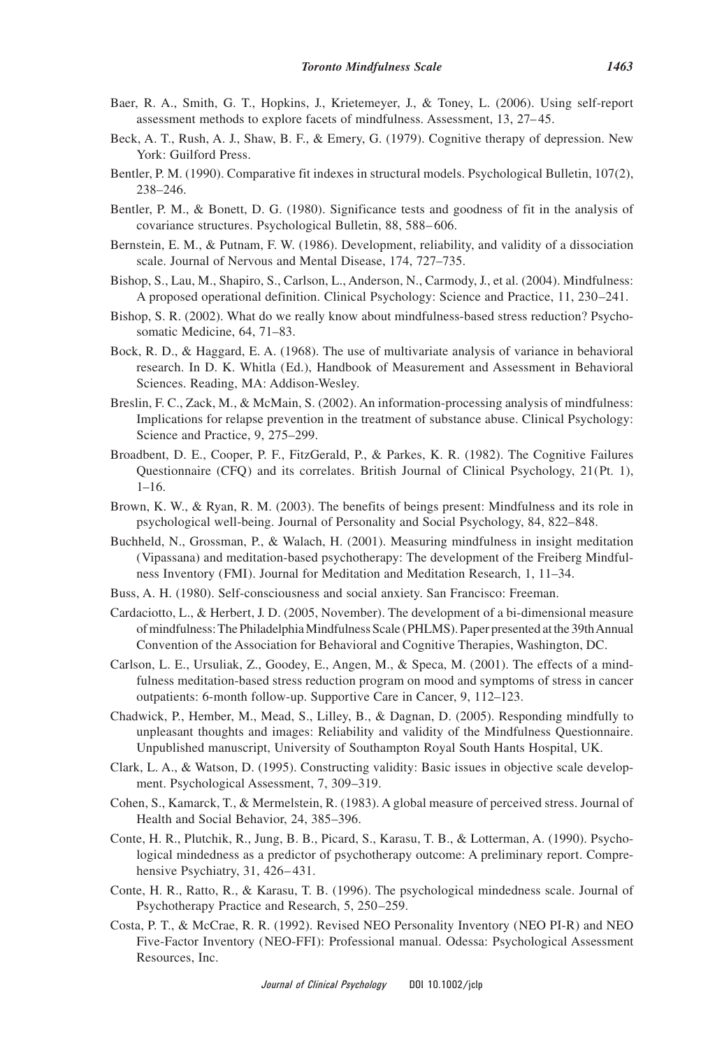Baer, R. A., Smith, G. T., Hopkins, J., Krietemeyer, J., & Toney, L. (2006). Using self-report assessment methods to explore facets of mindfulness. Assessment, 13, 27–45.

Beck, A. T., Rush, A. J., Shaw, B. F., & Emery, G. (1979). Cognitive therapy of depression. New York: Guilford Press.

Bentler, P. M. (1990). Comparative fit indexes in structural models. Psychological Bulletin, 107(2), 238–246.

Bentler, P. M., & Bonett, D. G. (1980). Significance tests and goodness of fit in the analysis of covariance structures. Psychological Bulletin, 88, 588–606.

Bernstein, E. M., & Putnam, F. W. (1986). Development, reliability, and validity of a dissociation scale. Journal of Nervous and Mental Disease, 174, 727–735.

Bishop, S., Lau, M., Shapiro, S., Carlson, L., Anderson, N., Carmody, J., et al. (2004). Mindfulness: A proposed operational definition. Clinical Psychology: Science and Practice, 11, 230–241.

Bishop, S. R. (2002). What do we really know about mindfulness-based stress reduction? Psychosomatic Medicine, 64, 71–83.

Bock, R. D., & Haggard, E. A. (1968). The use of multivariate analysis of variance in behavioral research. In D. K. Whitla (Ed.), Handbook of Measurement and Assessment in Behavioral Sciences. Reading, MA: Addison-Wesley.

Breslin, F. C., Zack, M., & McMain, S. (2002). An information-processing analysis of mindfulness: Implications for relapse prevention in the treatment of substance abuse. Clinical Psychology: Science and Practice, 9, 275–299.

Broadbent, D. E., Cooper, P. F., FitzGerald, P., & Parkes, K. R. (1982). The Cognitive Failures Questionnaire (CFQ) and its correlates. British Journal of Clinical Psychology, 21(Pt. 1), 1–16.

Brown, K. W., & Ryan, R. M. (2003). The benefits of beings present: Mindfulness and its role in psychological well-being. Journal of Personality and Social Psychology, 84, 822–848.

Buchheld, N., Grossman, P., & Walach, H. (2001). Measuring mindfulness in insight meditation (Vipassana) and meditation-based psychotherapy: The development of the Freiberg Mindfulness Inventory (FMI). Journal for Meditation and Meditation Research, 1, 11–34.

Buss, A. H. (1980). Self-consciousness and social anxiety. San Francisco: Freeman.

Cardaciotto, L., & Herbert, J. D. (2005, November). The development of a bi-dimensional measure of mindfulness: The Philadelphia Mindfulness Scale (PHLMS). Paper presented at the 39th Annual Convention of the Association for Behavioral and Cognitive Therapies, Washington, DC.

Carlson, L. E., Ursuliak, Z., Goodey, E., Angen, M., & Speca, M. (2001). The effects of a mindfulness meditation-based stress reduction program on mood and symptoms of stress in cancer outpatients: 6-month follow-up. Supportive Care in Cancer, 9, 112–123.

Chadwick, P., Hember, M., Mead, S., Lilley, B., & Dagnan, D. (2005). Responding mindfully to unpleasant thoughts and images: Reliability and validity of the Mindfulness Questionnaire. Unpublished manuscript, University of Southampton Royal South Hants Hospital, UK.

Clark, L. A., & Watson, D. (1995). Constructing validity: Basic issues in objective scale development. Psychological Assessment, 7, 309–319.

Cohen, S., Kamarck, T., & Mermelstein, R. (1983). A global measure of perceived stress. Journal of Health and Social Behavior, 24, 385–396.

Conte, H. R., Plutchik, R., Jung, B. B., Picard, S., Karasu, T. B., & Lotterman, A. (1990). Psychological mindedness as a predictor of psychotherapy outcome: A preliminary report. Comprehensive Psychiatry, 31, 426–431.

Conte, H. R., Ratto, R., & Karasu, T. B. (1996). The psychological mindedness scale. Journal of Psychotherapy Practice and Research, 5, 250–259.

Costa, P. T., & McCrae, R. R. (1992). Revised NEO Personality Inventory (NEO PI-R) and NEO Five-Factor Inventory (NEO-FFI): Professional manual. Odessa: Psychological Assessment Resources, Inc.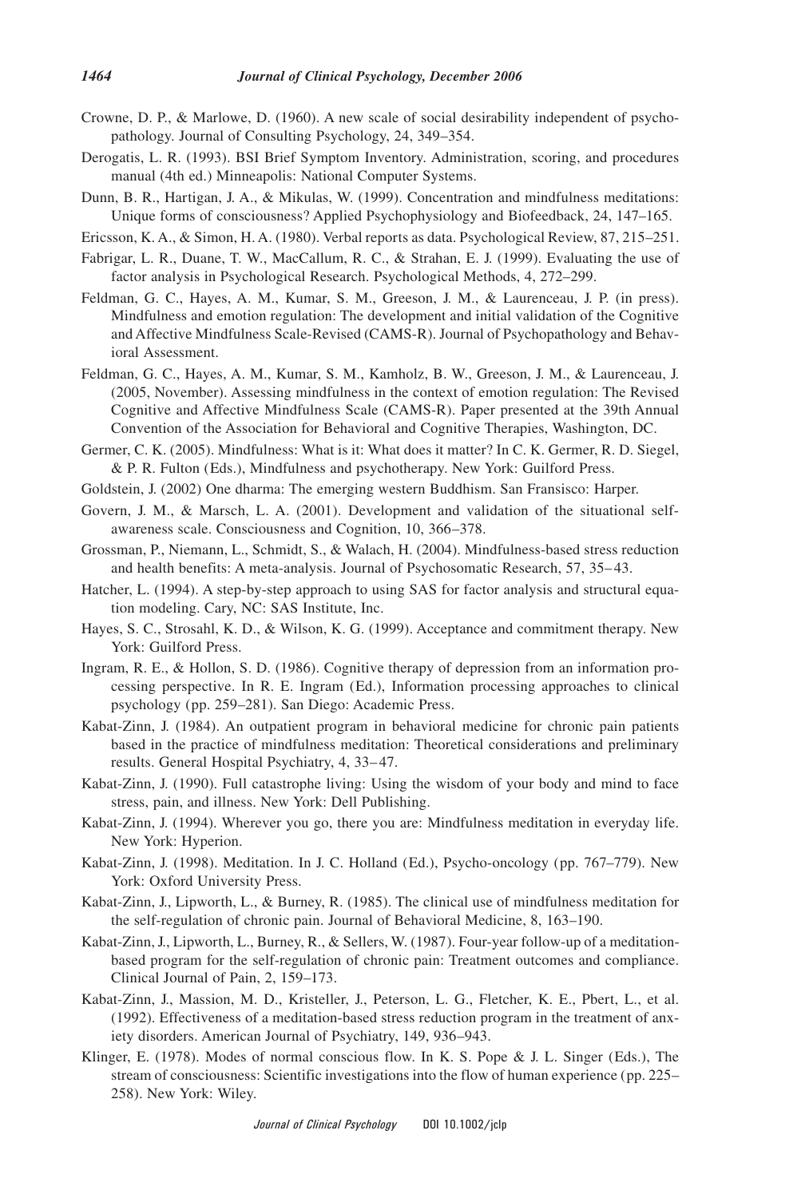Crowne, D. P., & Marlowe, D. (1960). A new scale of social desirability independent of psychopathology. Journal of Consulting Psychology, 24, 349–354.

Derogatis, L. R. (1993). BSI Brief Symptom Inventory. Administration, scoring, and procedures manual (4th ed.) Minneapolis: National Computer Systems.

Dunn, B. R., Hartigan, J. A., & Mikulas, W. (1999). Concentration and mindfulness meditations: Unique forms of consciousness? Applied Psychophysiology and Biofeedback, 24, 147–165.

Ericsson, K. A., & Simon, H. A. (1980). Verbal reports as data. Psychological Review, 87, 215–251.

Fabrigar, L. R., Duane, T. W., MacCallum, R. C., & Strahan, E. J. (1999). Evaluating the use of factor analysis in Psychological Research. Psychological Methods, 4, 272–299.

Feldman, G. C., Hayes, A. M., Kumar, S. M., Greeson, J. M., & Laurenceau, J. P. (in press). Mindfulness and emotion regulation: The development and initial validation of the Cognitive and Affective Mindfulness Scale-Revised (CAMS-R). Journal of Psychopathology and Behavioral Assessment.

Feldman, G. C., Hayes, A. M., Kumar, S. M., Kamholz, B. W., Greeson, J. M., & Laurenceau, J. (2005, November). Assessing mindfulness in the context of emotion regulation: The Revised Cognitive and Affective Mindfulness Scale (CAMS-R). Paper presented at the 39th Annual Convention of the Association for Behavioral and Cognitive Therapies, Washington, DC.

Germer, C. K. (2005). Mindfulness: What is it: What does it matter? In C. K. Germer, R. D. Siegel, & P. R. Fulton (Eds.), Mindfulness and psychotherapy. New York: Guilford Press.

Goldstein, J. (2002) One dharma: The emerging western Buddhism. San Fransisco: Harper.

Govern, J. M., & Marsch, L. A. (2001). Development and validation of the situational self-awareness scale. Consciousness and Cognition, 10, 366–378.

Grossman, P., Niemann, L., Schmidt, S., & Walach, H. (2004). Mindfulness-based stress reduction and health benefits: A meta-analysis. Journal of Psychosomatic Research, 57, 35–43.

Hatcher, L. (1994). A step-by-step approach to using SAS for factor analysis and structural equation modeling. Cary, NC: SAS Institute, Inc.

Hayes, S. C., Strosahl, K. D., & Wilson, K. G. (1999). Acceptance and commitment therapy. New York: Guilford Press.

Ingram, R. E., & Hollon, S. D. (1986). Cognitive therapy of depression from an information processing perspective. In R. E. Ingram (Ed.), Information processing approaches to clinical psychology (pp. 259–281). San Diego: Academic Press.

Kabat-Zinn, J. (1984). An outpatient program in behavioral medicine for chronic pain patients based in the practice of mindfulness meditation: Theoretical considerations and preliminary results. General Hospital Psychiatry, 4, 33–47.

Kabat-Zinn, J. (1990). Full catastrophe living: Using the wisdom of your body and mind to face stress, pain, and illness. New York: Dell Publishing.

Kabat-Zinn, J. (1994). Wherever you go, there you are: Mindfulness meditation in everyday life. New York: Hyperion.

Kabat-Zinn, J. (1998). Meditation. In J. C. Holland (Ed.), Psycho-oncology (pp. 767–779). New York: Oxford University Press.

Kabat-Zinn, J., Lipworth, L., & Burney, R. (1985). The clinical use of mindfulness meditation for the self-regulation of chronic pain. Journal of Behavioral Medicine, 8, 163–190.

Kabat-Zinn, J., Lipworth, L., Burney, R., & Sellers, W. (1987). Four-year follow-up of a meditation-based program for the self-regulation of chronic pain: Treatment outcomes and compliance. Clinical Journal of Pain, 2, 159–173.

Kabat-Zinn, J., Massion, M. D., Kristeller, J., Peterson, L. G., Fletcher, K. E., Pbert, L., et al. (1992). Effectiveness of a meditation-based stress reduction program in the treatment of anxiety disorders. American Journal of Psychiatry, 149, 936–943.

Klinger, E. (1978). Modes of normal conscious flow. In K. S. Pope & J. L. Singer (Eds.), The stream of consciousness: Scientific investigations into the flow of human experience (pp. 225–258). New York: Wiley.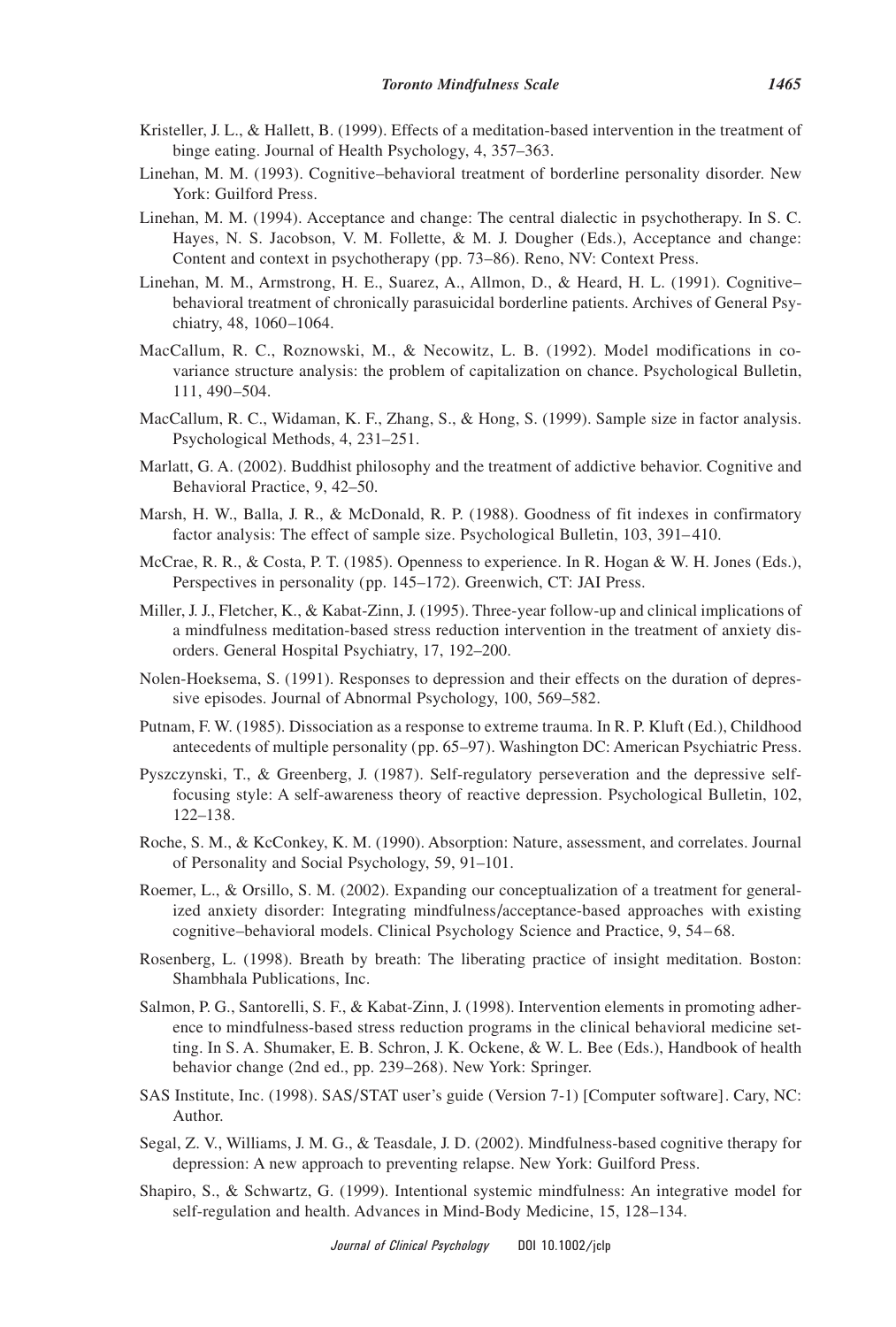Kristeller, J. L., & Hallett, B. (1999). Effects of a meditation-based intervention in the treatment of binge eating. Journal of Health Psychology, 4, 357–363.

Linehan, M. M. (1993). Cognitive–behavioral treatment of borderline personality disorder. New York: Guilford Press.

Linehan, M. M. (1994). Acceptance and change: The central dialectic in psychotherapy. In S. C. Hayes, N. S. Jacobson, V. M. Follette, & M. J. Dougher (Eds.), Acceptance and change: Content and context in psychotherapy (pp. 73–86). Reno, NV: Context Press.

Linehan, M. M., Armstrong, H. E., Suarez, A., Allmon, D., & Heard, H. L. (1991). Cognitive–behavioral treatment of chronically parasuicidal borderline patients. Archives of General Psychiatry, 48, 1060–1064.

MacCallum, R. C., Roznowski, M., & Necowitz, L. B. (1992). Model modifications in covariance structure analysis: the problem of capitalization on chance. Psychological Bulletin, 111, 490–504.

MacCallum, R. C., Widaman, K. F., Zhang, S., & Hong, S. (1999). Sample size in factor analysis. Psychological Methods, 4, 231–251.

Marlatt, G. A. (2002). Buddhist philosophy and the treatment of addictive behavior. Cognitive and Behavioral Practice, 9, 42–50.

Marsh, H. W., Balla, J. R., & McDonald, R. P. (1988). Goodness of fit indexes in confirmatory factor analysis: The effect of sample size. Psychological Bulletin, 103, 391–410.

McCrae, R. R., & Costa, P. T. (1985). Openness to experience. In R. Hogan & W. H. Jones (Eds.), Perspectives in personality (pp. 145–172). Greenwich, CT: JAI Press.

Miller, J. J., Fletcher, K., & Kabat-Zinn, J. (1995). Three-year follow-up and clinical implications of a mindfulness meditation-based stress reduction intervention in the treatment of anxiety disorders. General Hospital Psychiatry, 17, 192–200.

Nolen-Hoeksema, S. (1991). Responses to depression and their effects on the duration of depressive episodes. Journal of Abnormal Psychology, 100, 569–582.

Putnam, F. W. (1985). Dissociation as a response to extreme trauma. In R. P. Kluft (Ed.), Childhood antecedents of multiple personality (pp. 65–97). Washington DC: American Psychiatric Press.

Pyszczynski, T., & Greenberg, J. (1987). Self-regulatory perseveration and the depressive self-focusing style: A self-awareness theory of reactive depression. Psychological Bulletin, 102, 122–138.

Roche, S. M., & KcConkey, K. M. (1990). Absorption: Nature, assessment, and correlates. Journal of Personality and Social Psychology, 59, 91–101.

Roemer, L., & Orsillo, S. M. (2002). Expanding our conceptualization of a treatment for generalized anxiety disorder: Integrating mindfulness/acceptance-based approaches with existing cognitive–behavioral models. Clinical Psychology Science and Practice, 9, 54–68.

Rosenberg, L. (1998). Breath by breath: The liberating practice of insight meditation. Boston: Shambhala Publications, Inc.

Salmon, P. G., Santorelli, S. F., & Kabat-Zinn, J. (1998). Intervention elements in promoting adherence to mindfulness-based stress reduction programs in the clinical behavioral medicine setting. In S. A. Shumaker, E. B. Schron, J. K. Ockene, & W. L. Bee (Eds.), Handbook of health behavior change (2nd ed., pp. 239–268). New York: Springer.

SAS Institute, Inc. (1998). SAS/STAT user's guide (Version 7-1) [Computer software]. Cary, NC: Author.

Segal, Z. V., Williams, J. M. G., & Teasdale, J. D. (2002). Mindfulness-based cognitive therapy for depression: A new approach to preventing relapse. New York: Guilford Press.

Shapiro, S., & Schwartz, G. (1999). Intentional systemic mindfulness: An integrative model for self-regulation and health. Advances in Mind-Body Medicine, 15, 128–134.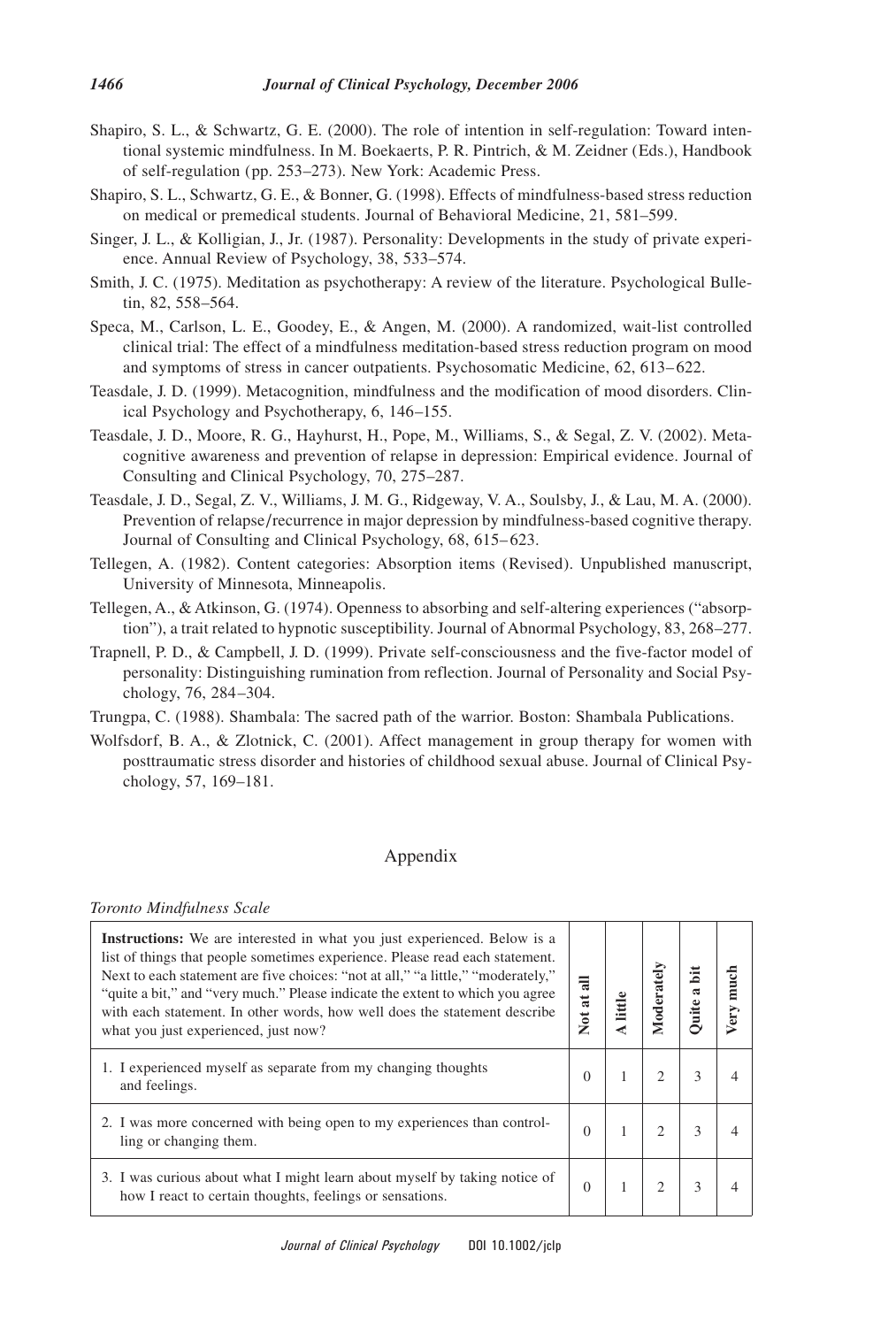Shapiro, S. L., & Schwartz, G. E. (2000). The role of intention in self-regulation: Toward intentional systemic mindfulness. In M. Boekaerts, P. R. Pintrich, & M. Zeidner (Eds.), Handbook of self-regulation (pp. 253–273). New York: Academic Press.

Shapiro, S. L., Schwartz, G. E., & Bonner, G. (1998). Effects of mindfulness-based stress reduction on medical or premedical students. Journal of Behavioral Medicine, 21, 581–599.

Singer, J. L., & Kolligian, J., Jr. (1987). Personality: Developments in the study of private experience. Annual Review of Psychology, 38, 533–574.

Smith, J. C. (1975). Meditation as psychotherapy: A review of the literature. Psychological Bulletin, 82, 558–564.

Speca, M., Carlson, L. E., Goodey, E., & Angen, M. (2000). A randomized, wait-list controlled clinical trial: The effect of a mindfulness meditation-based stress reduction program on mood and symptoms of stress in cancer outpatients. Psychosomatic Medicine, 62, 613–622.

Teasdale, J. D. (1999). Metacognition, mindfulness and the modification of mood disorders. Clinical Psychology and Psychotherapy, 6, 146–155.

Teasdale, J. D., Moore, R. G., Hayhurst, H., Pope, M., Williams, S., & Segal, Z. V. (2002). Metacognitive awareness and prevention of relapse in depression: Empirical evidence. Journal of Consulting and Clinical Psychology, 70, 275–287.

Teasdale, J. D., Segal, Z. V., Williams, J. M. G., Ridgeway, V. A., Soulsby, J., & Lau, M. A. (2000). Prevention of relapse/recurrence in major depression by mindfulness-based cognitive therapy. Journal of Consulting and Clinical Psychology, 68, 615–623.

Tellegen, A. (1982). Content categories: Absorption items (Revised). Unpublished manuscript, University of Minnesota, Minneapolis.

Tellegen, A., & Atkinson, G. (1974). Openness to absorbing and self-altering experiences ("absorption"), a trait related to hypnotic susceptibility. Journal of Abnormal Psychology, 83, 268–277.

Trapnell, P. D., & Campbell, J. D. (1999). Private self-consciousness and the five-factor model of personality: Distinguishing rumination from reflection. Journal of Personality and Social Psychology, 76, 284–304.

Trungpa, C. (1988). Shambala: The sacred path of the warrior. Boston: Shambala Publications.

Wolfsdorf, B. A., & Zlotnick, C. (2001). Affect management in group therapy for women with posttraumatic stress disorder and histories of childhood sexual abuse. Journal of Clinical Psychology, 57, 169–181.

## Appendix

*Toronto Mindfulness Scale*

| **Instructions:** We are interested in what you just experienced. Below is a list of things that people sometimes experience. Please read each statement. Next to each statement are five choices: "not at all," "a little," "moderately," "quite a bit," and "very much." Please indicate the extent to which you agree with each statement. In other words, how well does the statement describe what you just experienced, just now? | **Not at all** | **A little** | **Moderately** | **Quite a bit** | **Very much** |
|---|---|---|---|---|---|
| 1. I experienced myself as separate from my changing thoughts and feelings. | 0 | 1 | 2 | 3 | 4 |
| 2. I was more concerned with being open to my experiences than controlling or changing them. | 0 | 1 | 2 | 3 | 4 |
| 3. I was curious about what I might learn about myself by taking notice of how I react to certain thoughts, feelings or sensations. | 0 | 1 | 2 | 3 | 4 |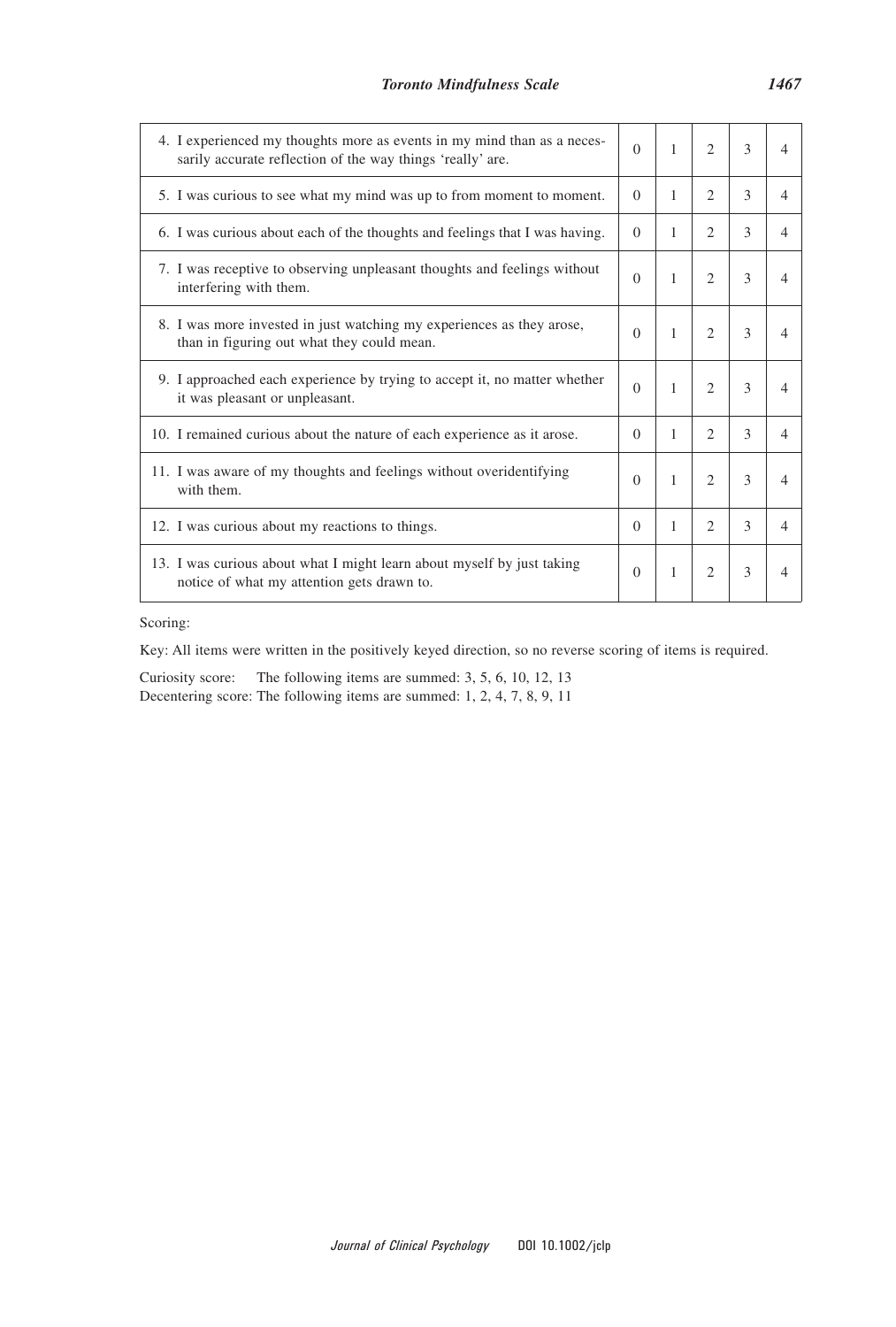| | | | | | |
|---|---|---|---|---|---|
| 4. I experienced my thoughts more as events in my mind than as a necessarily accurate reflection of the way things 'really' are. | 0 | 1 | 2 | 3 | 4 |
| 5. I was curious to see what my mind was up to from moment to moment. | 0 | 1 | 2 | 3 | 4 |
| 6. I was curious about each of the thoughts and feelings that I was having. | 0 | 1 | 2 | 3 | 4 |
| 7. I was receptive to observing unpleasant thoughts and feelings without interfering with them. | 0 | 1 | 2 | 3 | 4 |
| 8. I was more invested in just watching my experiences as they arose, than in figuring out what they could mean. | 0 | 1 | 2 | 3 | 4 |
| 9. I approached each experience by trying to accept it, no matter whether it was pleasant or unpleasant. | 0 | 1 | 2 | 3 | 4 |
| 10. I remained curious about the nature of each experience as it arose. | 0 | 1 | 2 | 3 | 4 |
| 11. I was aware of my thoughts and feelings without overidentifying with them. | 0 | 1 | 2 | 3 | 4 |
| 12. I was curious about my reactions to things. | 0 | 1 | 2 | 3 | 4 |
| 13. I was curious about what I might learn about myself by just taking notice of what my attention gets drawn to. | 0 | 1 | 2 | 3 | 4 |

Scoring:

Key: All items were written in the positively keyed direction, so no reverse scoring of items is required.

Curiosity score: The following items are summed: 3, 5, 6, 10, 12, 13
Decentering score: The following items are summed: 1, 2, 4, 7, 8, 9, 11